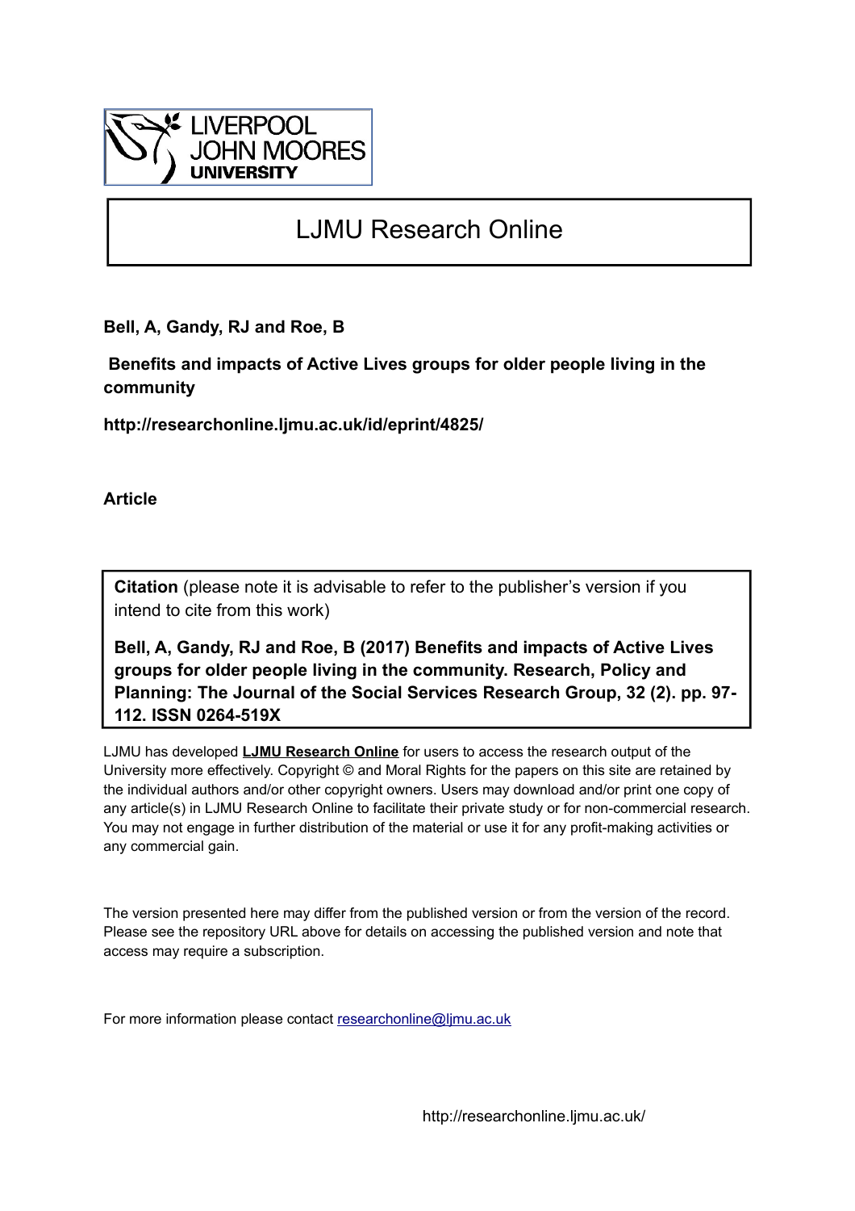LIVERPOOL JOHN MOORES UNIVERSITY

# LJMU Research Online

**Bell, A, Gandy, RJ and Roe, B**

**Benefits and impacts of Active Lives groups for older people living in the community**

**http://researchonline.ljmu.ac.uk/id/eprint/4825/**

**Article**

**Citation** (please note it is advisable to refer to the publisher's version if you intend to cite from this work)

**Bell, A, Gandy, RJ and Roe, B (2017) Benefits and impacts of Active Lives groups for older people living in the community. Research, Policy and Planning: The Journal of the Social Services Research Group, 32 (2). pp. 97-112. ISSN 0264-519X**

LJMU has developed **LJMU Research Online** for users to access the research output of the University more effectively. Copyright © and Moral Rights for the papers on this site are retained by the individual authors and/or other copyright owners. Users may download and/or print one copy of any article(s) in LJMU Research Online to facilitate their private study or for non-commercial research. You may not engage in further distribution of the material or use it for any profit-making activities or any commercial gain.

The version presented here may differ from the published version or from the version of the record. Please see the repository URL above for details on accessing the published version and note that access may require a subscription.

For more information please contact researchonline@ljmu.ac.uk

http://researchonline.ljmu.ac.uk/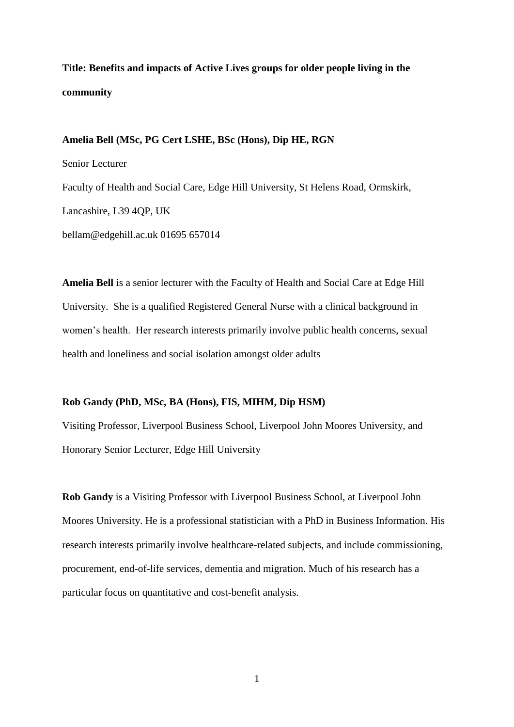**Title: Benefits and impacts of Active Lives groups for older people living in the community**

**Amelia Bell (MSc, PG Cert LSHE, BSc (Hons), Dip HE, RGN**

Senior Lecturer

Faculty of Health and Social Care, Edge Hill University, St Helens Road, Ormskirk, Lancashire, L39 4QP, UK

bellam@edgehill.ac.uk 01695 657014

**Amelia Bell** is a senior lecturer with the Faculty of Health and Social Care at Edge Hill University. She is a qualified Registered General Nurse with a clinical background in women's health. Her research interests primarily involve public health concerns, sexual health and loneliness and social isolation amongst older adults

**Rob Gandy (PhD, MSc, BA (Hons), FIS, MIHM, Dip HSM)**

Visiting Professor, Liverpool Business School, Liverpool John Moores University, and Honorary Senior Lecturer, Edge Hill University

**Rob Gandy** is a Visiting Professor with Liverpool Business School, at Liverpool John Moores University. He is a professional statistician with a PhD in Business Information. His research interests primarily involve healthcare-related subjects, and include commissioning, procurement, end-of-life services, dementia and migration. Much of his research has a particular focus on quantitative and cost-benefit analysis.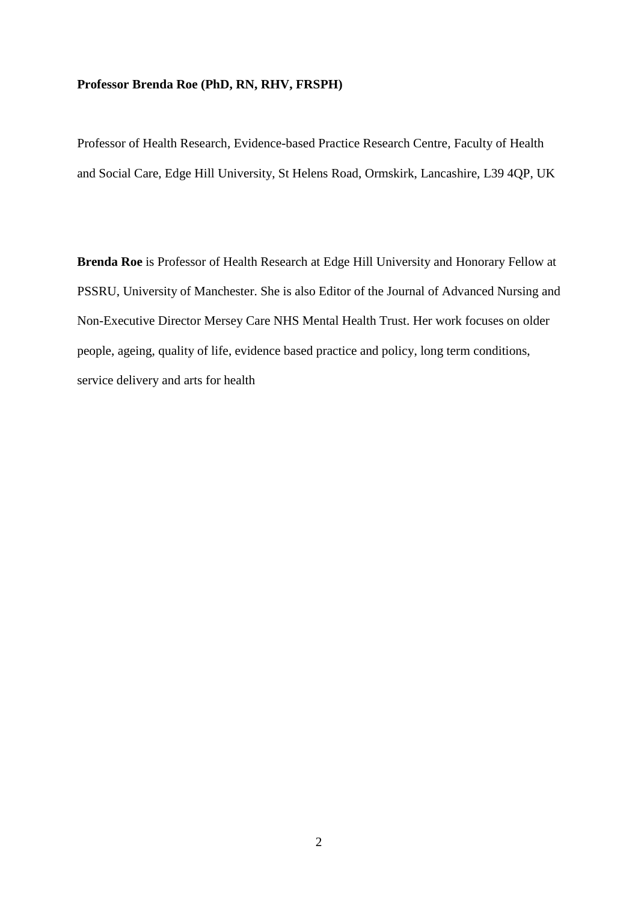**Professor Brenda Roe (PhD, RN, RHV, FRSPH)**

Professor of Health Research, Evidence-based Practice Research Centre, Faculty of Health and Social Care, Edge Hill University, St Helens Road, Ormskirk, Lancashire, L39 4QP, UK

**Brenda Roe** is Professor of Health Research at Edge Hill University and Honorary Fellow at PSSRU, University of Manchester. She is also Editor of the Journal of Advanced Nursing and Non-Executive Director Mersey Care NHS Mental Health Trust. Her work focuses on older people, ageing, quality of life, evidence based practice and policy, long term conditions, service delivery and arts for health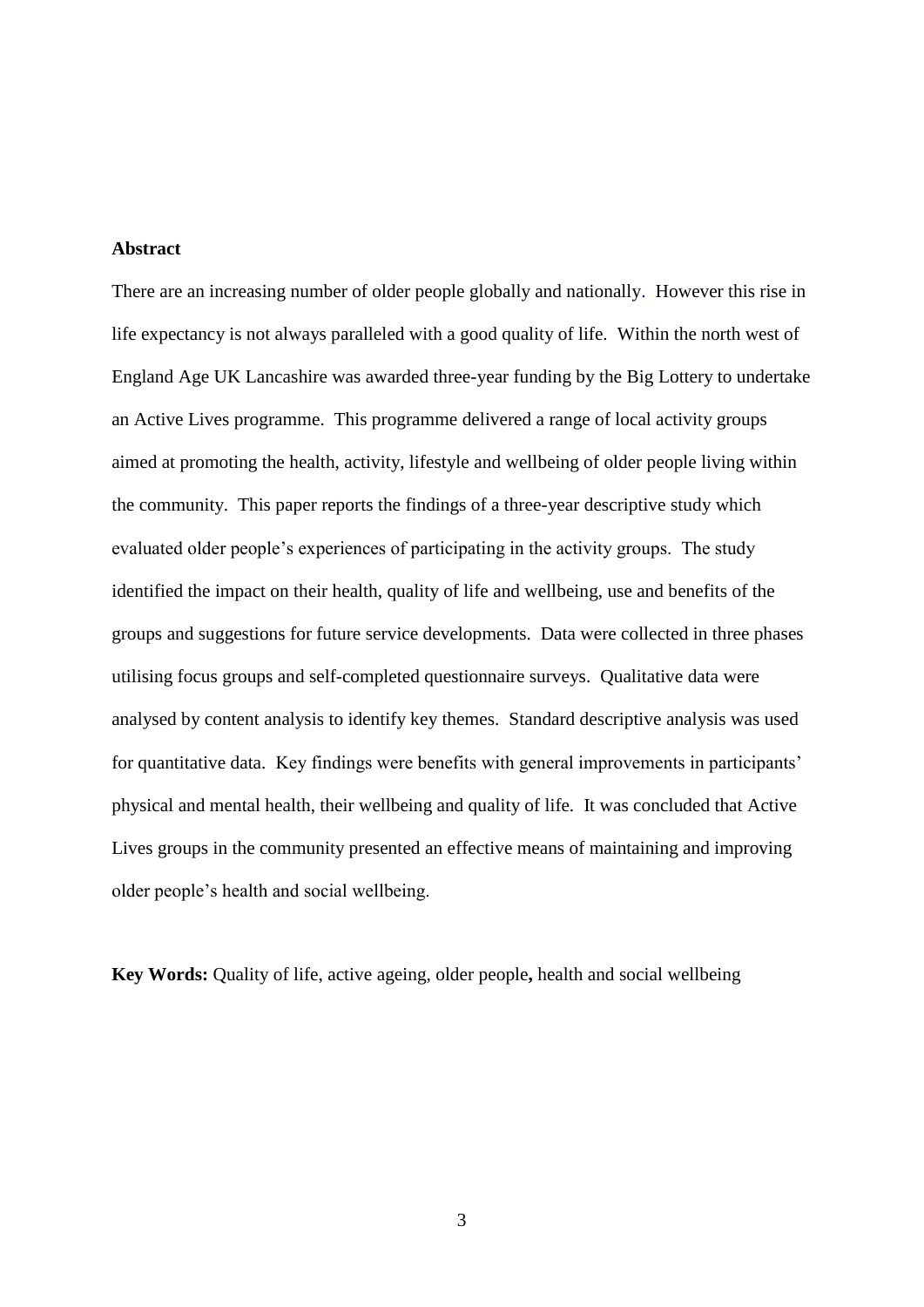**Abstract**

There are an increasing number of older people globally and nationally. However this rise in life expectancy is not always paralleled with a good quality of life. Within the north west of England Age UK Lancashire was awarded three-year funding by the Big Lottery to undertake an Active Lives programme. This programme delivered a range of local activity groups aimed at promoting the health, activity, lifestyle and wellbeing of older people living within the community. This paper reports the findings of a three-year descriptive study which evaluated older people's experiences of participating in the activity groups. The study identified the impact on their health, quality of life and wellbeing, use and benefits of the groups and suggestions for future service developments. Data were collected in three phases utilising focus groups and self-completed questionnaire surveys. Qualitative data were analysed by content analysis to identify key themes. Standard descriptive analysis was used for quantitative data. Key findings were benefits with general improvements in participants' physical and mental health, their wellbeing and quality of life. It was concluded that Active Lives groups in the community presented an effective means of maintaining and improving older people's health and social wellbeing.

**Key Words:** Quality of life, active ageing, older people**,** health and social wellbeing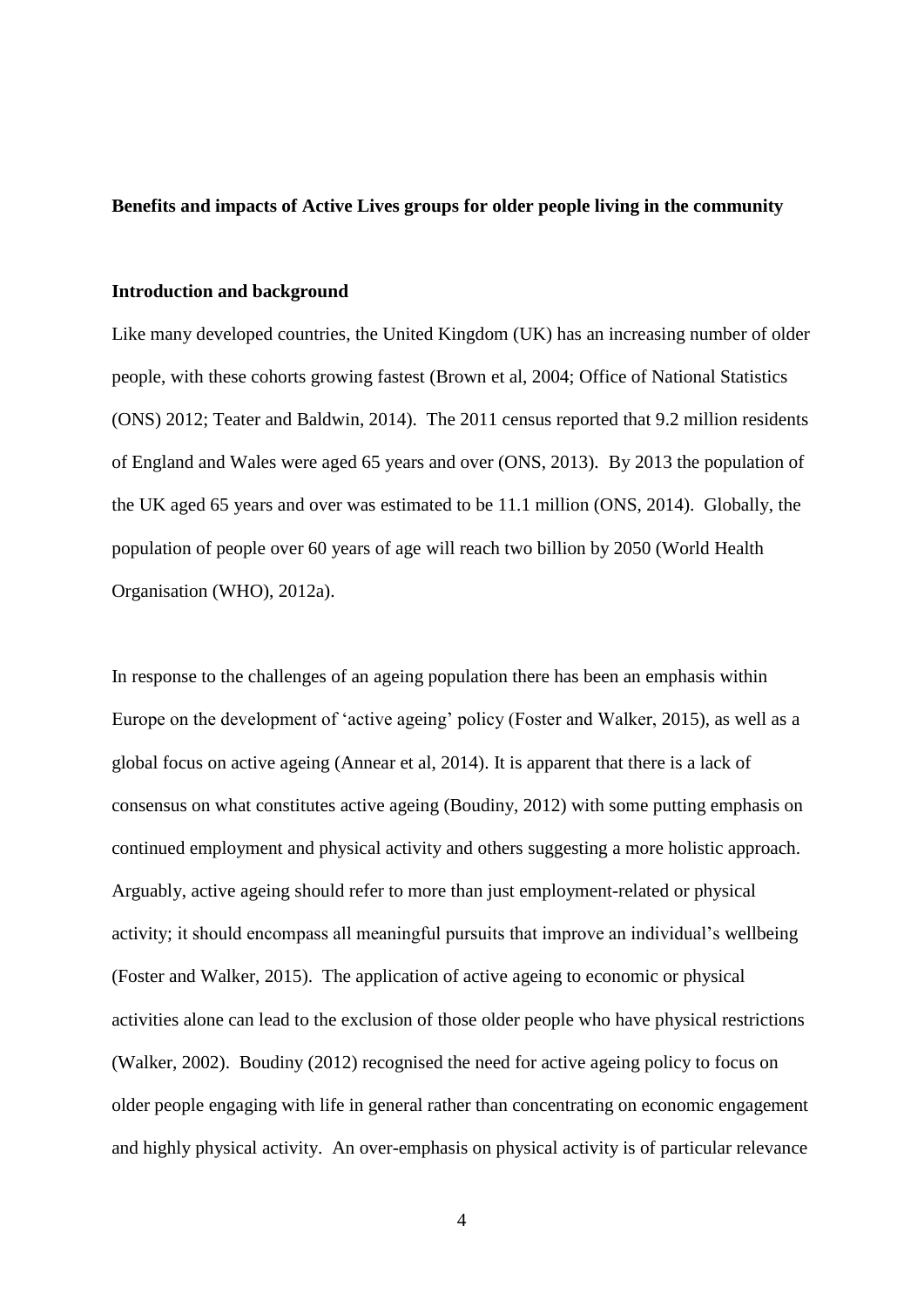**Benefits and impacts of Active Lives groups for older people living in the community**

**Introduction and background**

Like many developed countries, the United Kingdom (UK) has an increasing number of older people, with these cohorts growing fastest (Brown et al, 2004; Office of National Statistics (ONS) 2012; Teater and Baldwin, 2014). The 2011 census reported that 9.2 million residents of England and Wales were aged 65 years and over (ONS, 2013). By 2013 the population of the UK aged 65 years and over was estimated to be 11.1 million (ONS, 2014). Globally, the population of people over 60 years of age will reach two billion by 2050 (World Health Organisation (WHO), 2012a).

In response to the challenges of an ageing population there has been an emphasis within Europe on the development of 'active ageing' policy (Foster and Walker, 2015), as well as a global focus on active ageing (Annear et al, 2014). It is apparent that there is a lack of consensus on what constitutes active ageing (Boudiny, 2012) with some putting emphasis on continued employment and physical activity and others suggesting a more holistic approach. Arguably, active ageing should refer to more than just employment-related or physical activity; it should encompass all meaningful pursuits that improve an individual's wellbeing (Foster and Walker, 2015). The application of active ageing to economic or physical activities alone can lead to the exclusion of those older people who have physical restrictions (Walker, 2002). Boudiny (2012) recognised the need for active ageing policy to focus on older people engaging with life in general rather than concentrating on economic engagement and highly physical activity. An over-emphasis on physical activity is of particular relevance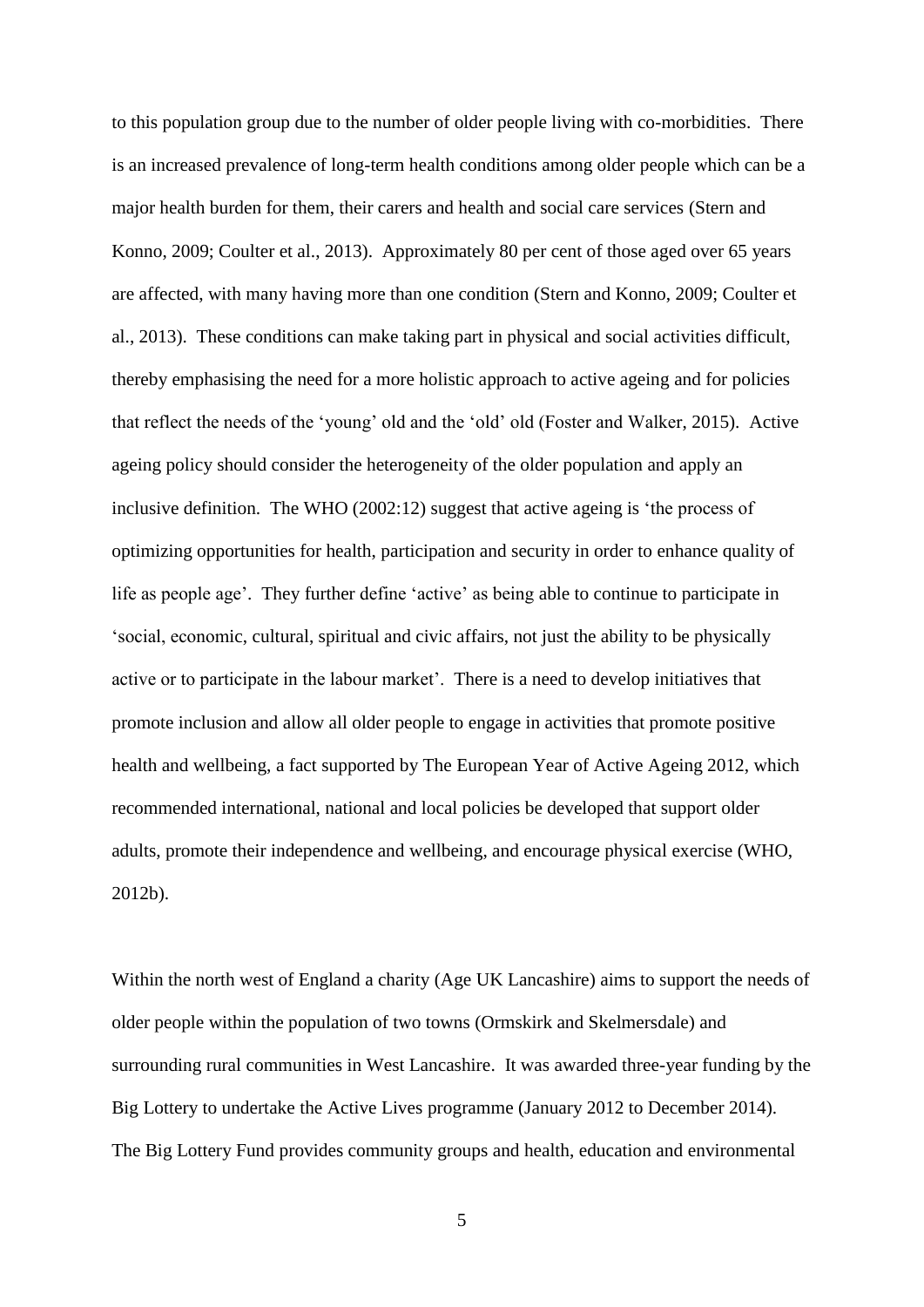to this population group due to the number of older people living with co-morbidities. There is an increased prevalence of long-term health conditions among older people which can be a major health burden for them, their carers and health and social care services (Stern and Konno, 2009; Coulter et al., 2013). Approximately 80 per cent of those aged over 65 years are affected, with many having more than one condition (Stern and Konno, 2009; Coulter et al., 2013). These conditions can make taking part in physical and social activities difficult, thereby emphasising the need for a more holistic approach to active ageing and for policies that reflect the needs of the 'young' old and the 'old' old (Foster and Walker, 2015). Active ageing policy should consider the heterogeneity of the older population and apply an inclusive definition. The WHO (2002:12) suggest that active ageing is 'the process of optimizing opportunities for health, participation and security in order to enhance quality of life as people age'. They further define 'active' as being able to continue to participate in 'social, economic, cultural, spiritual and civic affairs, not just the ability to be physically active or to participate in the labour market'. There is a need to develop initiatives that promote inclusion and allow all older people to engage in activities that promote positive health and wellbeing, a fact supported by The European Year of Active Ageing 2012, which recommended international, national and local policies be developed that support older adults, promote their independence and wellbeing, and encourage physical exercise (WHO, 2012b).

Within the north west of England a charity (Age UK Lancashire) aims to support the needs of older people within the population of two towns (Ormskirk and Skelmersdale) and surrounding rural communities in West Lancashire. It was awarded three-year funding by the Big Lottery to undertake the Active Lives programme (January 2012 to December 2014). The Big Lottery Fund provides community groups and health, education and environmental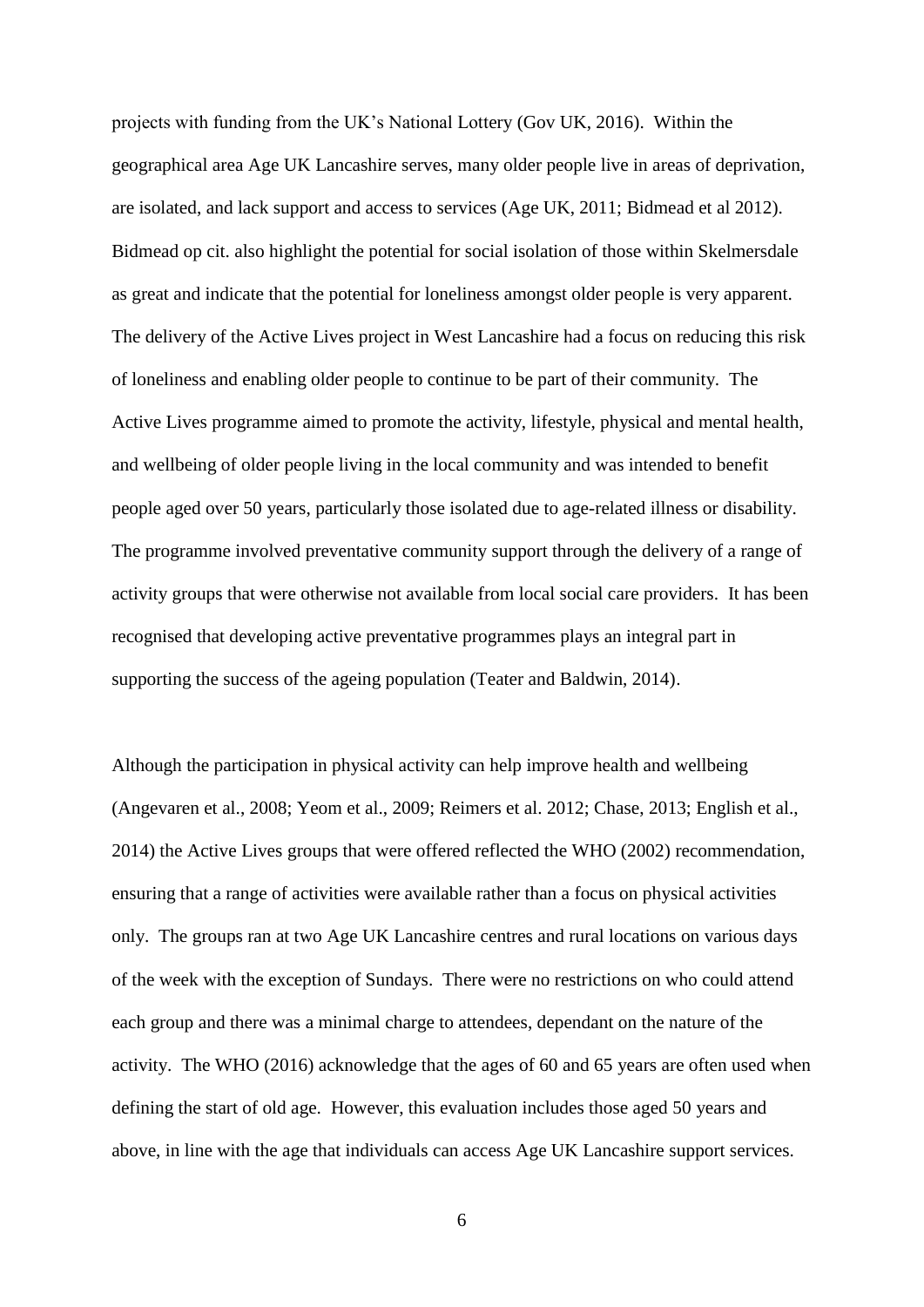projects with funding from the UK's National Lottery (Gov UK, 2016). Within the geographical area Age UK Lancashire serves, many older people live in areas of deprivation, are isolated, and lack support and access to services (Age UK, 2011; Bidmead et al 2012). Bidmead op cit. also highlight the potential for social isolation of those within Skelmersdale as great and indicate that the potential for loneliness amongst older people is very apparent. The delivery of the Active Lives project in West Lancashire had a focus on reducing this risk of loneliness and enabling older people to continue to be part of their community. The Active Lives programme aimed to promote the activity, lifestyle, physical and mental health, and wellbeing of older people living in the local community and was intended to benefit people aged over 50 years, particularly those isolated due to age-related illness or disability. The programme involved preventative community support through the delivery of a range of activity groups that were otherwise not available from local social care providers. It has been recognised that developing active preventative programmes plays an integral part in supporting the success of the ageing population (Teater and Baldwin, 2014).

Although the participation in physical activity can help improve health and wellbeing (Angevaren et al., 2008; Yeom et al., 2009; Reimers et al. 2012; Chase, 2013; English et al., 2014) the Active Lives groups that were offered reflected the WHO (2002) recommendation, ensuring that a range of activities were available rather than a focus on physical activities only. The groups ran at two Age UK Lancashire centres and rural locations on various days of the week with the exception of Sundays. There were no restrictions on who could attend each group and there was a minimal charge to attendees, dependant on the nature of the activity. The WHO (2016) acknowledge that the ages of 60 and 65 years are often used when defining the start of old age. However, this evaluation includes those aged 50 years and above, in line with the age that individuals can access Age UK Lancashire support services.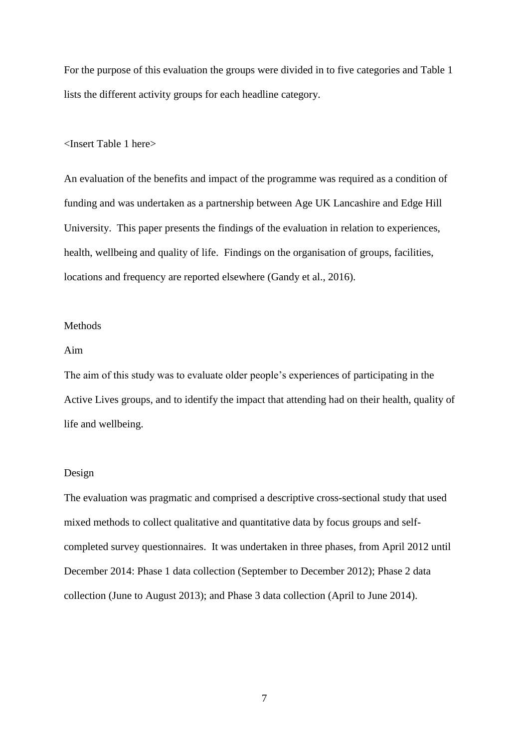For the purpose of this evaluation the groups were divided in to five categories and Table 1 lists the different activity groups for each headline category.

<Insert Table 1 here>

An evaluation of the benefits and impact of the programme was required as a condition of funding and was undertaken as a partnership between Age UK Lancashire and Edge Hill University. This paper presents the findings of the evaluation in relation to experiences, health, wellbeing and quality of life. Findings on the organisation of groups, facilities, locations and frequency are reported elsewhere (Gandy et al., 2016).

## Methods

### Aim

The aim of this study was to evaluate older people's experiences of participating in the Active Lives groups, and to identify the impact that attending had on their health, quality of life and wellbeing.

### Design

The evaluation was pragmatic and comprised a descriptive cross-sectional study that used mixed methods to collect qualitative and quantitative data by focus groups and self-completed survey questionnaires. It was undertaken in three phases, from April 2012 until December 2014: Phase 1 data collection (September to December 2012); Phase 2 data collection (June to August 2013); and Phase 3 data collection (April to June 2014).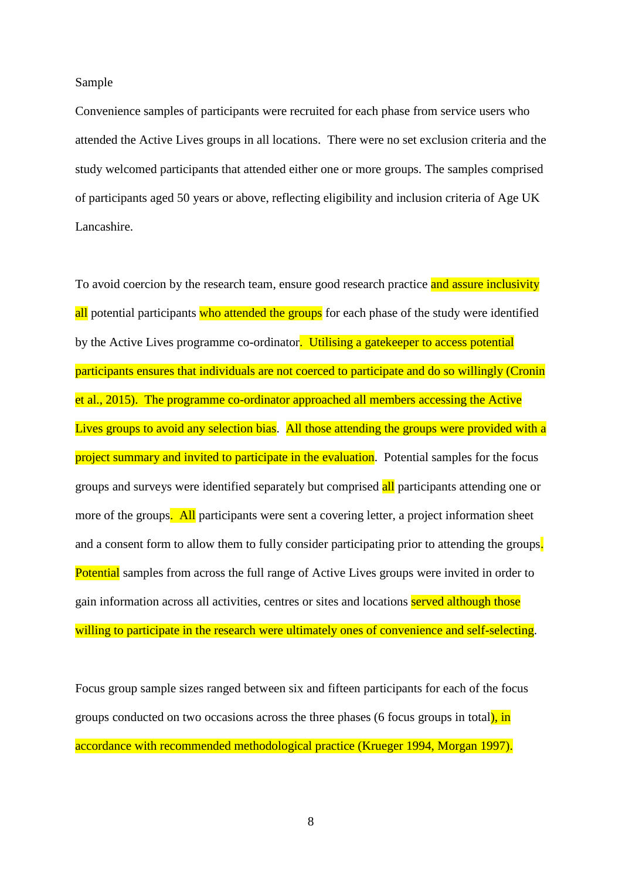Sample

Convenience samples of participants were recruited for each phase from service users who attended the Active Lives groups in all locations. There were no set exclusion criteria and the study welcomed participants that attended either one or more groups. The samples comprised of participants aged 50 years or above, reflecting eligibility and inclusion criteria of Age UK Lancashire.

To avoid coercion by the research team, ensure good research practice and assure inclusivity all potential participants who attended the groups for each phase of the study were identified by the Active Lives programme co-ordinator. Utilising a gatekeeper to access potential participants ensures that individuals are not coerced to participate and do so willingly (Cronin et al., 2015). The programme co-ordinator approached all members accessing the Active Lives groups to avoid any selection bias. All those attending the groups were provided with a project summary and invited to participate in the evaluation. Potential samples for the focus groups and surveys were identified separately but comprised all participants attending one or more of the groups. All participants were sent a covering letter, a project information sheet and a consent form to allow them to fully consider participating prior to attending the groups. Potential samples from across the full range of Active Lives groups were invited in order to gain information across all activities, centres or sites and locations served although those willing to participate in the research were ultimately ones of convenience and self-selecting.

Focus group sample sizes ranged between six and fifteen participants for each of the focus groups conducted on two occasions across the three phases (6 focus groups in total), in accordance with recommended methodological practice (Krueger 1994, Morgan 1997).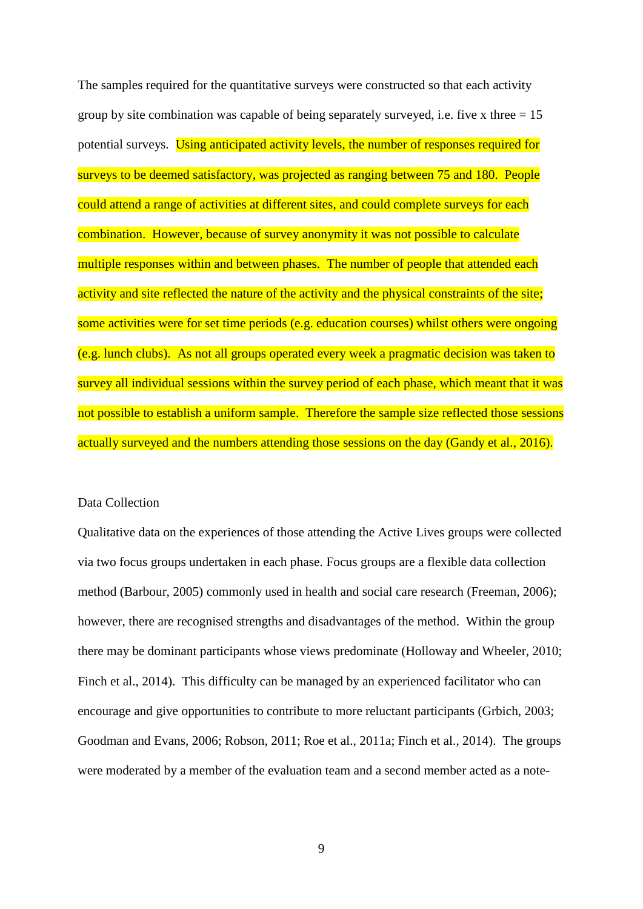The samples required for the quantitative surveys were constructed so that each activity group by site combination was capable of being separately surveyed, i.e. five x three = 15 potential surveys. Using anticipated activity levels, the number of responses required for surveys to be deemed satisfactory, was projected as ranging between 75 and 180. People could attend a range of activities at different sites, and could complete surveys for each combination. However, because of survey anonymity it was not possible to calculate multiple responses within and between phases. The number of people that attended each activity and site reflected the nature of the activity and the physical constraints of the site; some activities were for set time periods (e.g. education courses) whilst others were ongoing (e.g. lunch clubs). As not all groups operated every week a pragmatic decision was taken to survey all individual sessions within the survey period of each phase, which meant that it was not possible to establish a uniform sample. Therefore the sample size reflected those sessions actually surveyed and the numbers attending those sessions on the day (Gandy et al., 2016).

## Data Collection

Qualitative data on the experiences of those attending the Active Lives groups were collected via two focus groups undertaken in each phase. Focus groups are a flexible data collection method (Barbour, 2005) commonly used in health and social care research (Freeman, 2006); however, there are recognised strengths and disadvantages of the method. Within the group there may be dominant participants whose views predominate (Holloway and Wheeler, 2010; Finch et al., 2014). This difficulty can be managed by an experienced facilitator who can encourage and give opportunities to contribute to more reluctant participants (Grbich, 2003; Goodman and Evans, 2006; Robson, 2011; Roe et al., 2011a; Finch et al., 2014). The groups were moderated by a member of the evaluation team and a second member acted as a note-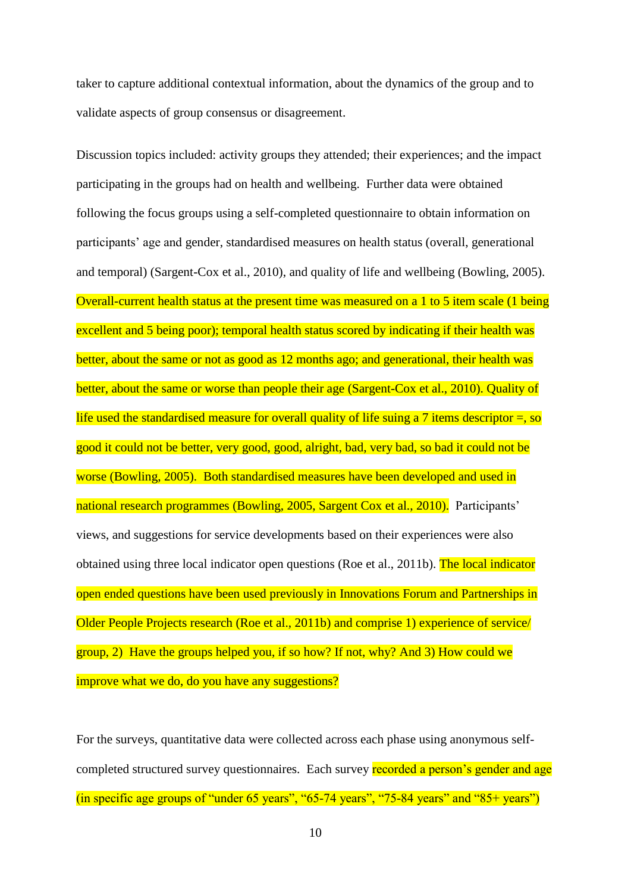taker to capture additional contextual information, about the dynamics of the group and to validate aspects of group consensus or disagreement.

Discussion topics included: activity groups they attended; their experiences; and the impact participating in the groups had on health and wellbeing. Further data were obtained following the focus groups using a self-completed questionnaire to obtain information on participants' age and gender, standardised measures on health status (overall, generational and temporal) (Sargent-Cox et al., 2010), and quality of life and wellbeing (Bowling, 2005). Overall-current health status at the present time was measured on a 1 to 5 item scale (1 being excellent and 5 being poor); temporal health status scored by indicating if their health was better, about the same or not as good as 12 months ago; and generational, their health was better, about the same or worse than people their age (Sargent-Cox et al., 2010). Quality of life used the standardised measure for overall quality of life suing a 7 items descriptor =, so good it could not be better, very good, good, alright, bad, very bad, so bad it could not be worse (Bowling, 2005). Both standardised measures have been developed and used in national research programmes (Bowling, 2005, Sargent Cox et al., 2010). Participants' views, and suggestions for service developments based on their experiences were also obtained using three local indicator open questions (Roe et al., 2011b). The local indicator open ended questions have been used previously in Innovations Forum and Partnerships in Older People Projects research (Roe et al., 2011b) and comprise 1) experience of service/ group, 2) Have the groups helped you, if so how? If not, why? And 3) How could we improve what we do, do you have any suggestions?

For the surveys, quantitative data were collected across each phase using anonymous self-completed structured survey questionnaires. Each survey recorded a person's gender and age (in specific age groups of "under 65 years", "65-74 years", "75-84 years" and "85+ years")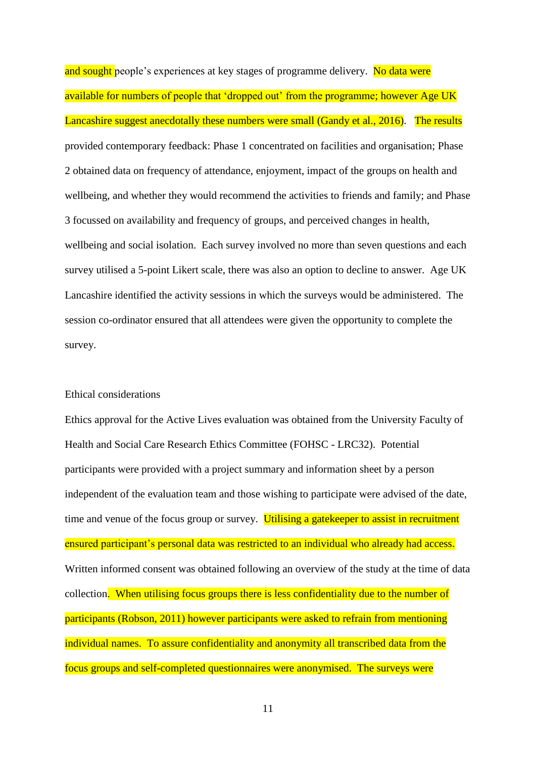and sought people's experiences at key stages of programme delivery. No data were available for numbers of people that 'dropped out' from the programme; however Age UK Lancashire suggest anecdotally these numbers were small (Gandy et al., 2016). The results provided contemporary feedback: Phase 1 concentrated on facilities and organisation; Phase 2 obtained data on frequency of attendance, enjoyment, impact of the groups on health and wellbeing, and whether they would recommend the activities to friends and family; and Phase 3 focussed on availability and frequency of groups, and perceived changes in health, wellbeing and social isolation. Each survey involved no more than seven questions and each survey utilised a 5-point Likert scale, there was also an option to decline to answer. Age UK Lancashire identified the activity sessions in which the surveys would be administered. The session co-ordinator ensured that all attendees were given the opportunity to complete the survey.

Ethical considerations

Ethics approval for the Active Lives evaluation was obtained from the University Faculty of Health and Social Care Research Ethics Committee (FOHSC - LRC32). Potential participants were provided with a project summary and information sheet by a person independent of the evaluation team and those wishing to participate were advised of the date, time and venue of the focus group or survey. Utilising a gatekeeper to assist in recruitment ensured participant's personal data was restricted to an individual who already had access. Written informed consent was obtained following an overview of the study at the time of data collection. When utilising focus groups there is less confidentiality due to the number of participants (Robson, 2011) however participants were asked to refrain from mentioning individual names. To assure confidentiality and anonymity all transcribed data from the focus groups and self-completed questionnaires were anonymised. The surveys were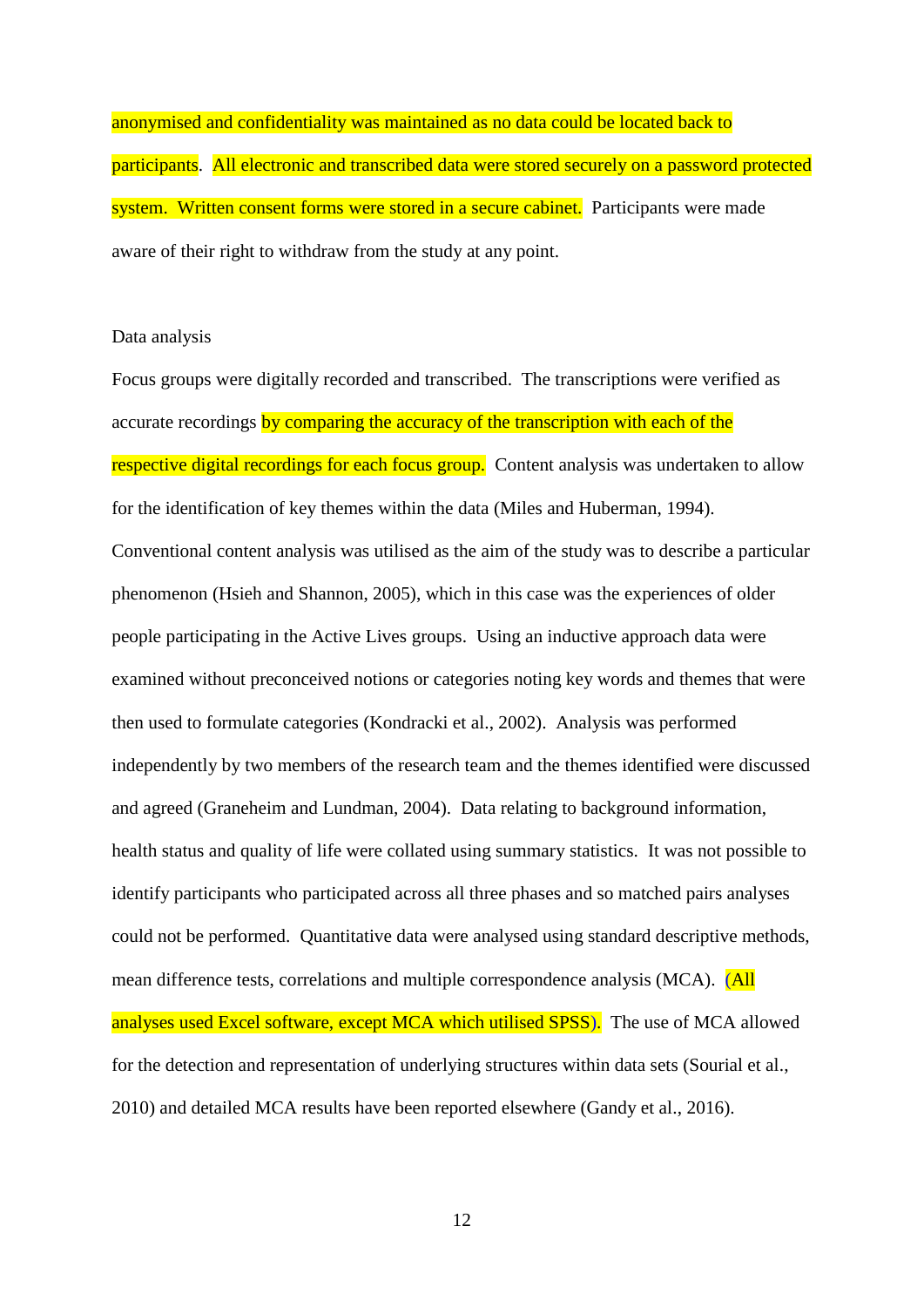anonymised and confidentiality was maintained as no data could be located back to participants. All electronic and transcribed data were stored securely on a password protected system. Written consent forms were stored in a secure cabinet. Participants were made aware of their right to withdraw from the study at any point.

## Data analysis

Focus groups were digitally recorded and transcribed. The transcriptions were verified as accurate recordings by comparing the accuracy of the transcription with each of the respective digital recordings for each focus group. Content analysis was undertaken to allow for the identification of key themes within the data (Miles and Huberman, 1994). Conventional content analysis was utilised as the aim of the study was to describe a particular phenomenon (Hsieh and Shannon, 2005), which in this case was the experiences of older people participating in the Active Lives groups. Using an inductive approach data were examined without preconceived notions or categories noting key words and themes that were then used to formulate categories (Kondracki et al., 2002). Analysis was performed independently by two members of the research team and the themes identified were discussed and agreed (Graneheim and Lundman, 2004). Data relating to background information, health status and quality of life were collated using summary statistics. It was not possible to identify participants who participated across all three phases and so matched pairs analyses could not be performed. Quantitative data were analysed using standard descriptive methods, mean difference tests, correlations and multiple correspondence analysis (MCA). (All analyses used Excel software, except MCA which utilised SPSS). The use of MCA allowed for the detection and representation of underlying structures within data sets (Sourial et al., 2010) and detailed MCA results have been reported elsewhere (Gandy et al., 2016).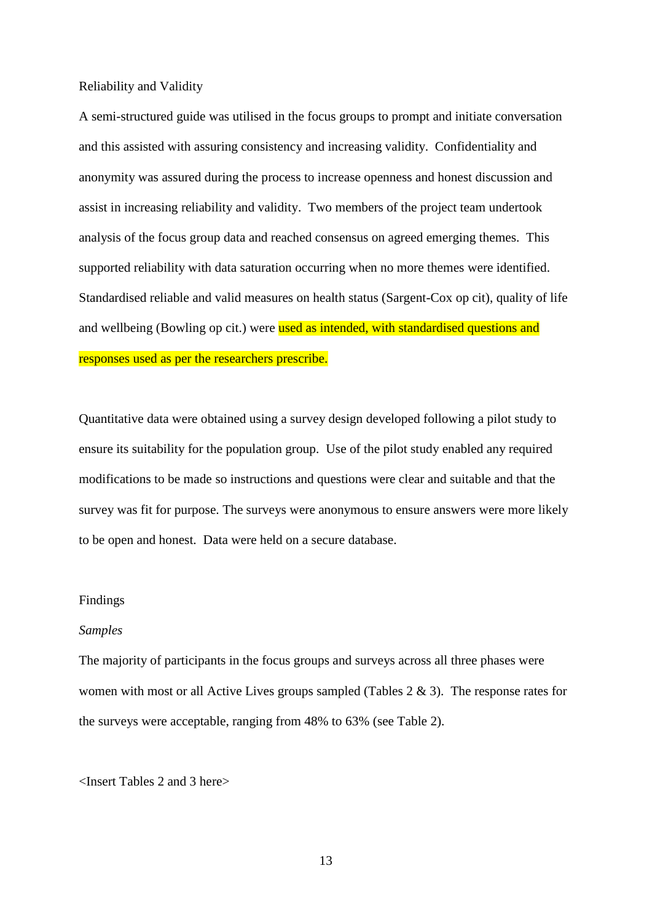Reliability and Validity

A semi-structured guide was utilised in the focus groups to prompt and initiate conversation and this assisted with assuring consistency and increasing validity. Confidentiality and anonymity was assured during the process to increase openness and honest discussion and assist in increasing reliability and validity. Two members of the project team undertook analysis of the focus group data and reached consensus on agreed emerging themes. This supported reliability with data saturation occurring when no more themes were identified. Standardised reliable and valid measures on health status (Sargent-Cox op cit), quality of life and wellbeing (Bowling op cit.) were used as intended, with standardised questions and responses used as per the researchers prescribe.

Quantitative data were obtained using a survey design developed following a pilot study to ensure its suitability for the population group. Use of the pilot study enabled any required modifications to be made so instructions and questions were clear and suitable and that the survey was fit for purpose. The surveys were anonymous to ensure answers were more likely to be open and honest. Data were held on a secure database.

Findings

*Samples*

The majority of participants in the focus groups and surveys across all three phases were women with most or all Active Lives groups sampled (Tables 2 & 3). The response rates for the surveys were acceptable, ranging from 48% to 63% (see Table 2).

<Insert Tables 2 and 3 here>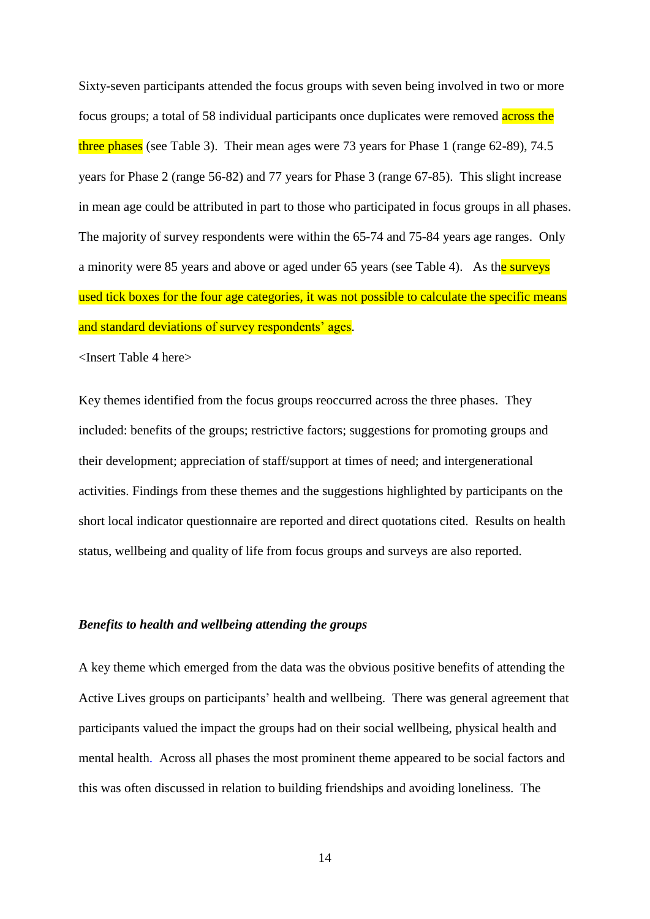Sixty-seven participants attended the focus groups with seven being involved in two or more focus groups; a total of 58 individual participants once duplicates were removed across the three phases (see Table 3). Their mean ages were 73 years for Phase 1 (range 62-89), 74.5 years for Phase 2 (range 56-82) and 77 years for Phase 3 (range 67-85). This slight increase in mean age could be attributed in part to those who participated in focus groups in all phases. The majority of survey respondents were within the 65-74 and 75-84 years age ranges. Only a minority were 85 years and above or aged under 65 years (see Table 4). As the surveys used tick boxes for the four age categories, it was not possible to calculate the specific means and standard deviations of survey respondents' ages.

<Insert Table 4 here>

Key themes identified from the focus groups reoccurred across the three phases. They included: benefits of the groups; restrictive factors; suggestions for promoting groups and their development; appreciation of staff/support at times of need; and intergenerational activities. Findings from these themes and the suggestions highlighted by participants on the short local indicator questionnaire are reported and direct quotations cited. Results on health status, wellbeing and quality of life from focus groups and surveys are also reported.

### *Benefits to health and wellbeing attending the groups*

A key theme which emerged from the data was the obvious positive benefits of attending the Active Lives groups on participants' health and wellbeing. There was general agreement that participants valued the impact the groups had on their social wellbeing, physical health and mental health. Across all phases the most prominent theme appeared to be social factors and this was often discussed in relation to building friendships and avoiding loneliness. The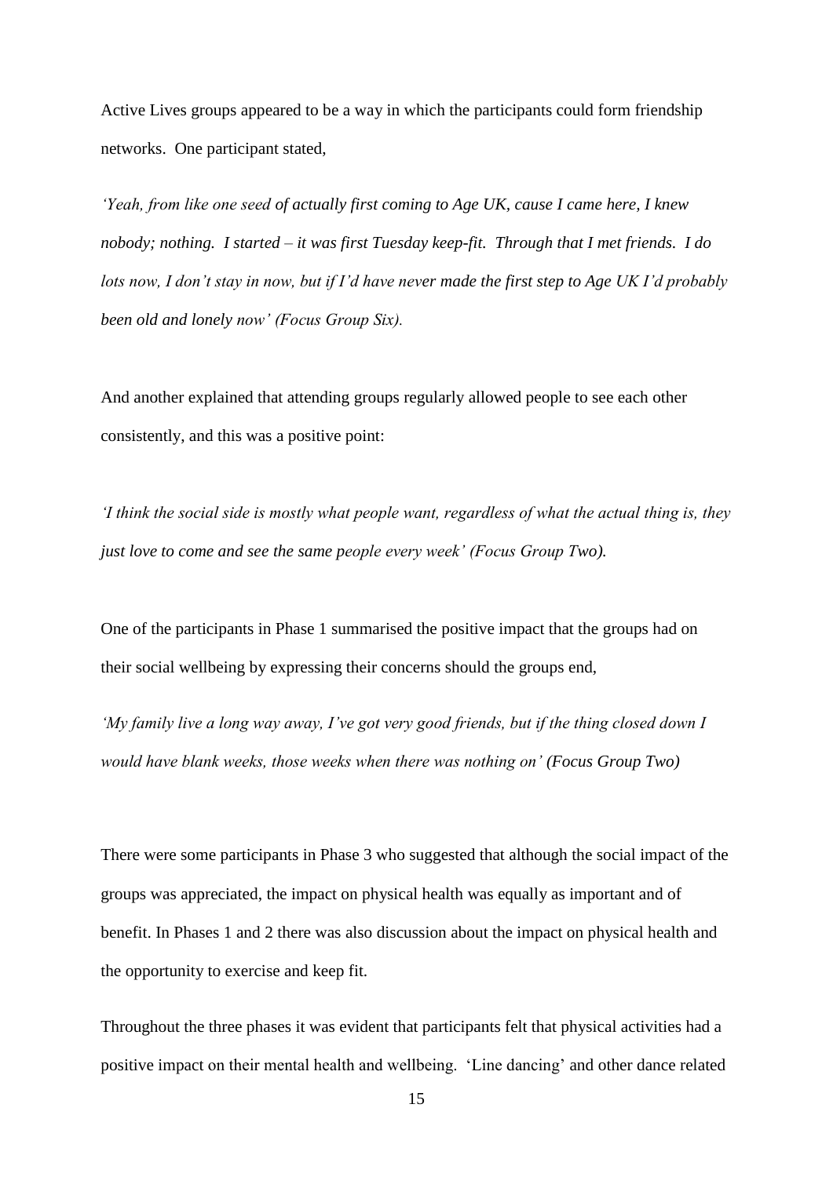Active Lives groups appeared to be a way in which the participants could form friendship networks. One participant stated,

*'Yeah, from like one seed of actually first coming to Age UK, cause I came here, I knew nobody; nothing. I started – it was first Tuesday keep-fit. Through that I met friends. I do lots now, I don't stay in now, but if I'd have never made the first step to Age UK I'd probably been old and lonely now' (Focus Group Six).*

And another explained that attending groups regularly allowed people to see each other consistently, and this was a positive point:

*'I think the social side is mostly what people want, regardless of what the actual thing is, they just love to come and see the same people every week' (Focus Group Two).*

One of the participants in Phase 1 summarised the positive impact that the groups had on their social wellbeing by expressing their concerns should the groups end,

*'My family live a long way away, I've got very good friends, but if the thing closed down I would have blank weeks, those weeks when there was nothing on' (Focus Group Two)*

There were some participants in Phase 3 who suggested that although the social impact of the groups was appreciated, the impact on physical health was equally as important and of benefit. In Phases 1 and 2 there was also discussion about the impact on physical health and the opportunity to exercise and keep fit.

Throughout the three phases it was evident that participants felt that physical activities had a positive impact on their mental health and wellbeing. 'Line dancing' and other dance related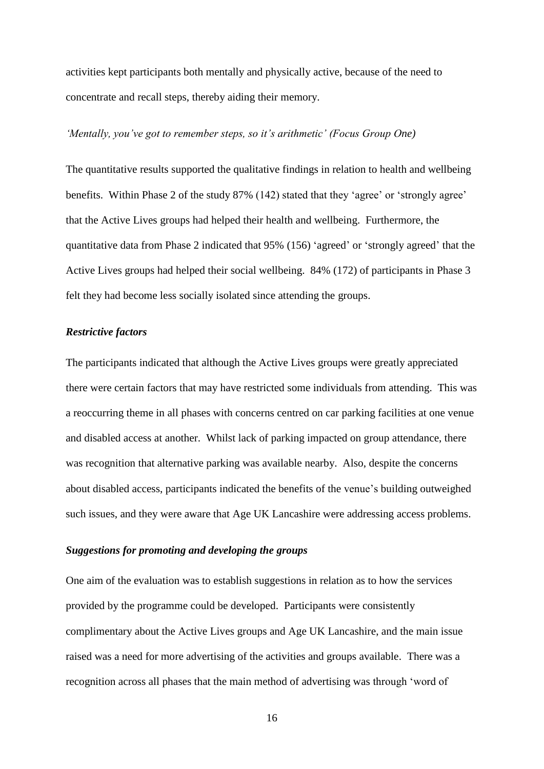activities kept participants both mentally and physically active, because of the need to concentrate and recall steps, thereby aiding their memory.

*'Mentally, you've got to remember steps, so it's arithmetic' (Focus Group One)*

The quantitative results supported the qualitative findings in relation to health and wellbeing benefits. Within Phase 2 of the study 87% (142) stated that they 'agree' or 'strongly agree' that the Active Lives groups had helped their health and wellbeing. Furthermore, the quantitative data from Phase 2 indicated that 95% (156) 'agreed' or 'strongly agreed' that the Active Lives groups had helped their social wellbeing. 84% (172) of participants in Phase 3 felt they had become less socially isolated since attending the groups.

### *Restrictive factors*

The participants indicated that although the Active Lives groups were greatly appreciated there were certain factors that may have restricted some individuals from attending. This was a reoccurring theme in all phases with concerns centred on car parking facilities at one venue and disabled access at another. Whilst lack of parking impacted on group attendance, there was recognition that alternative parking was available nearby. Also, despite the concerns about disabled access, participants indicated the benefits of the venue's building outweighed such issues, and they were aware that Age UK Lancashire were addressing access problems.

### *Suggestions for promoting and developing the groups*

One aim of the evaluation was to establish suggestions in relation as to how the services provided by the programme could be developed. Participants were consistently complimentary about the Active Lives groups and Age UK Lancashire, and the main issue raised was a need for more advertising of the activities and groups available. There was a recognition across all phases that the main method of advertising was through 'word of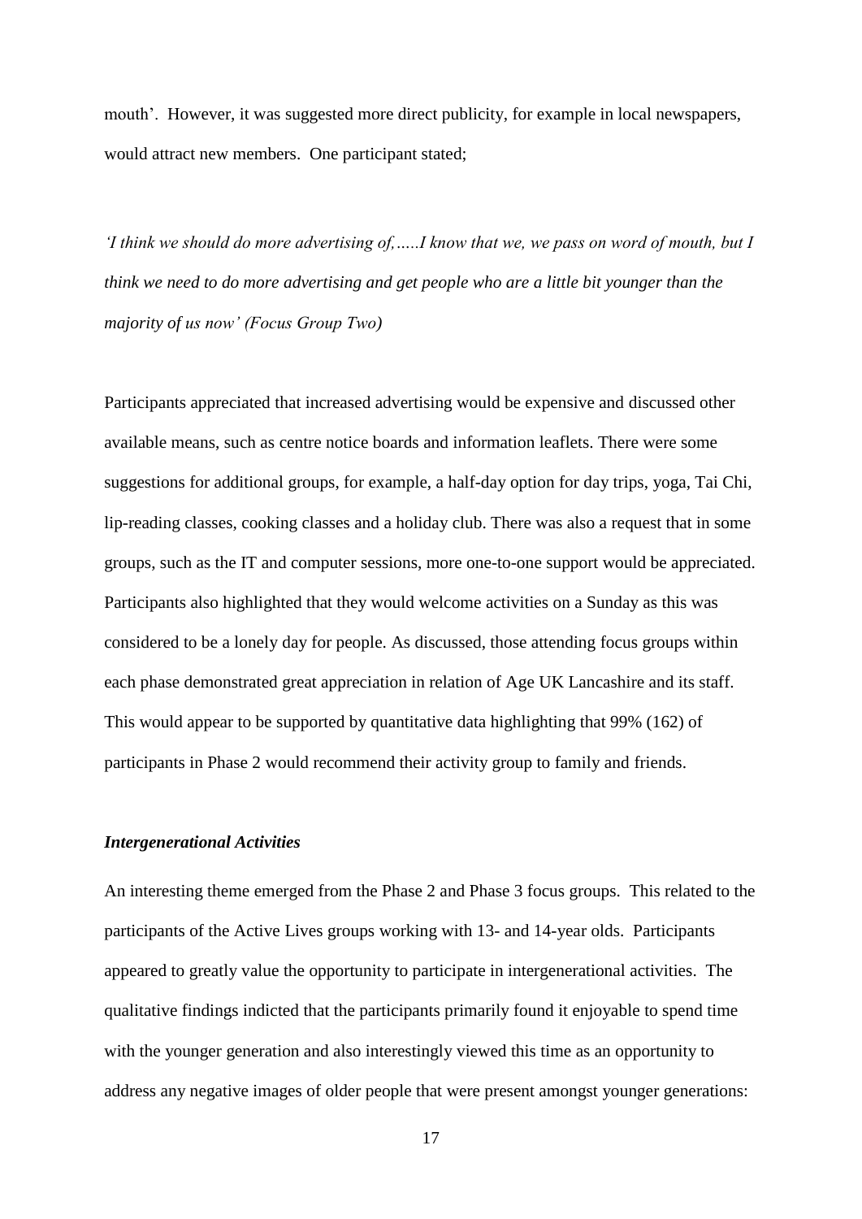mouth'. However, it was suggested more direct publicity, for example in local newspapers, would attract new members. One participant stated;

*'I think we should do more advertising of,…..I know that we, we pass on word of mouth, but I think we need to do more advertising and get people who are a little bit younger than the majority of us now' (Focus Group Two)*

Participants appreciated that increased advertising would be expensive and discussed other available means, such as centre notice boards and information leaflets. There were some suggestions for additional groups, for example, a half-day option for day trips, yoga, Tai Chi, lip-reading classes, cooking classes and a holiday club. There was also a request that in some groups, such as the IT and computer sessions, more one-to-one support would be appreciated. Participants also highlighted that they would welcome activities on a Sunday as this was considered to be a lonely day for people. As discussed, those attending focus groups within each phase demonstrated great appreciation in relation of Age UK Lancashire and its staff. This would appear to be supported by quantitative data highlighting that 99% (162) of participants in Phase 2 would recommend their activity group to family and friends.

***Intergenerational Activities***

An interesting theme emerged from the Phase 2 and Phase 3 focus groups. This related to the participants of the Active Lives groups working with 13- and 14-year olds. Participants appeared to greatly value the opportunity to participate in intergenerational activities. The qualitative findings indicted that the participants primarily found it enjoyable to spend time with the younger generation and also interestingly viewed this time as an opportunity to address any negative images of older people that were present amongst younger generations: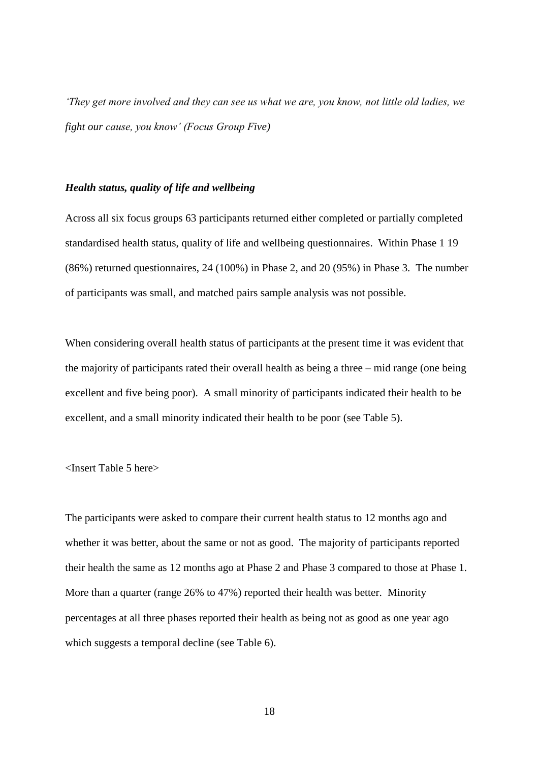*'They get more involved and they can see us what we are, you know, not little old ladies, we fight our cause, you know' (Focus Group Five)*

### *Health status, quality of life and wellbeing*

Across all six focus groups 63 participants returned either completed or partially completed standardised health status, quality of life and wellbeing questionnaires. Within Phase 1 19 (86%) returned questionnaires, 24 (100%) in Phase 2, and 20 (95%) in Phase 3. The number of participants was small, and matched pairs sample analysis was not possible.

When considering overall health status of participants at the present time it was evident that the majority of participants rated their overall health as being a three – mid range (one being excellent and five being poor). A small minority of participants indicated their health to be excellent, and a small minority indicated their health to be poor (see Table 5).

<Insert Table 5 here>

The participants were asked to compare their current health status to 12 months ago and whether it was better, about the same or not as good. The majority of participants reported their health the same as 12 months ago at Phase 2 and Phase 3 compared to those at Phase 1. More than a quarter (range 26% to 47%) reported their health was better. Minority percentages at all three phases reported their health as being not as good as one year ago which suggests a temporal decline (see Table 6).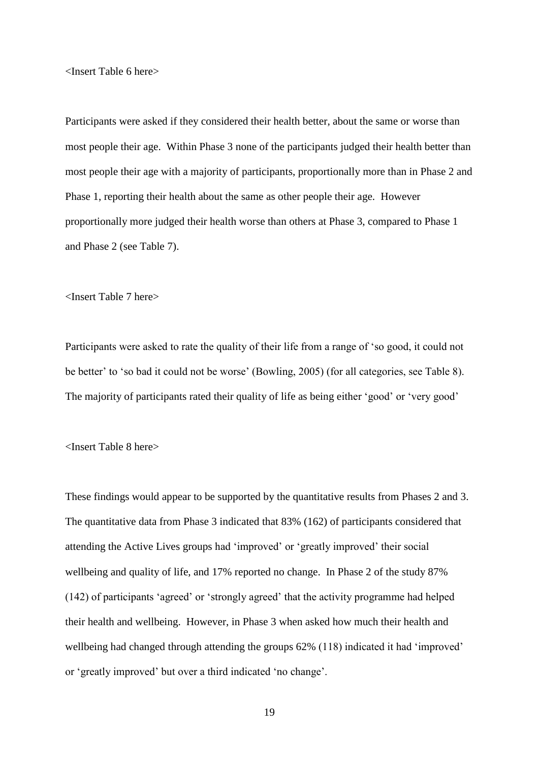<Insert Table 6 here>

Participants were asked if they considered their health better, about the same or worse than most people their age. Within Phase 3 none of the participants judged their health better than most people their age with a majority of participants, proportionally more than in Phase 2 and Phase 1, reporting their health about the same as other people their age. However proportionally more judged their health worse than others at Phase 3, compared to Phase 1 and Phase 2 (see Table 7).

<Insert Table 7 here>

Participants were asked to rate the quality of their life from a range of 'so good, it could not be better' to 'so bad it could not be worse' (Bowling, 2005) (for all categories, see Table 8). The majority of participants rated their quality of life as being either 'good' or 'very good'

<Insert Table 8 here>

These findings would appear to be supported by the quantitative results from Phases 2 and 3. The quantitative data from Phase 3 indicated that 83% (162) of participants considered that attending the Active Lives groups had 'improved' or 'greatly improved' their social wellbeing and quality of life, and 17% reported no change. In Phase 2 of the study 87% (142) of participants 'agreed' or 'strongly agreed' that the activity programme had helped their health and wellbeing. However, in Phase 3 when asked how much their health and wellbeing had changed through attending the groups 62% (118) indicated it had 'improved' or 'greatly improved' but over a third indicated 'no change'.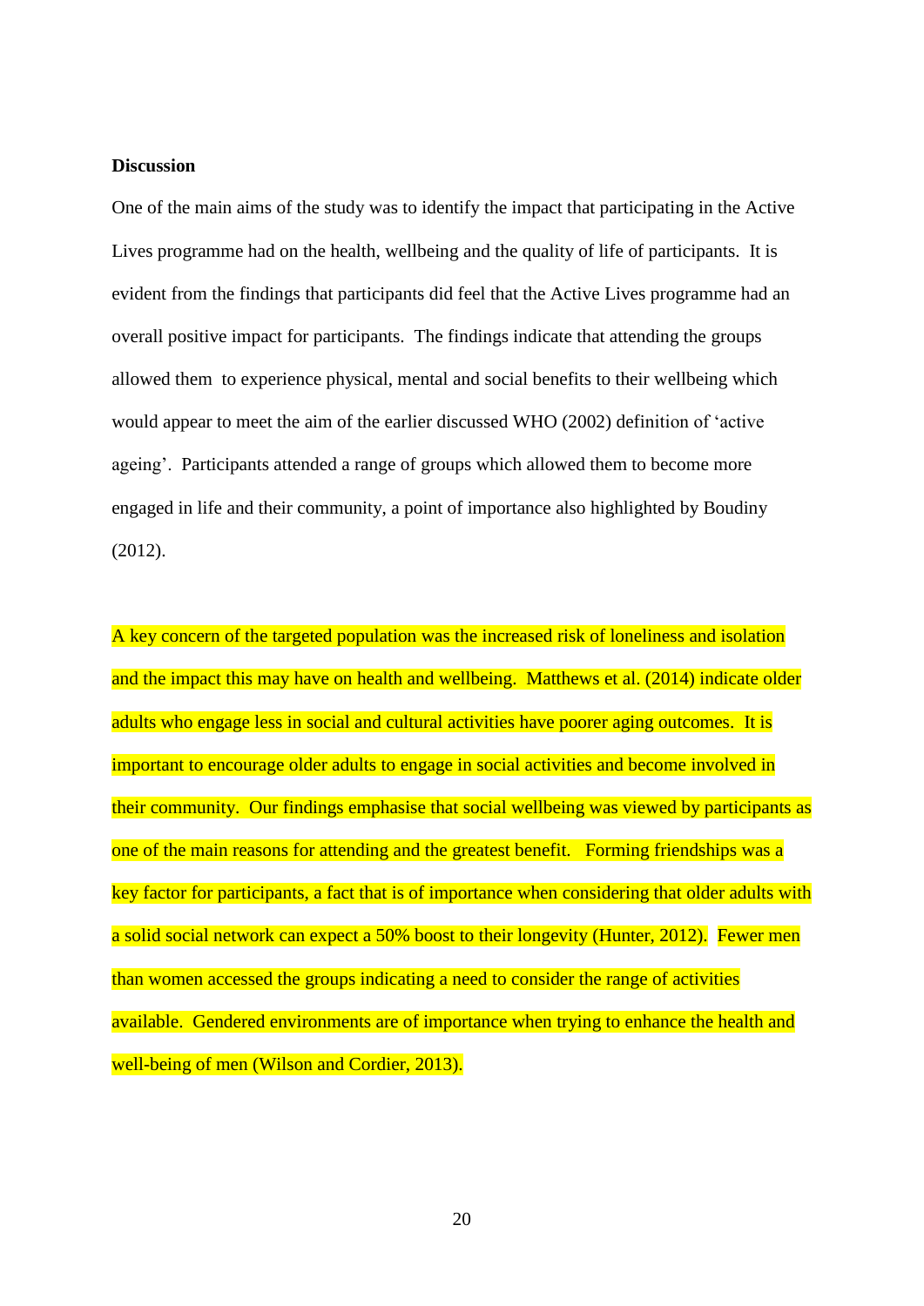**Discussion**

One of the main aims of the study was to identify the impact that participating in the Active Lives programme had on the health, wellbeing and the quality of life of participants. It is evident from the findings that participants did feel that the Active Lives programme had an overall positive impact for participants. The findings indicate that attending the groups allowed them to experience physical, mental and social benefits to their wellbeing which would appear to meet the aim of the earlier discussed WHO (2002) definition of 'active ageing'. Participants attended a range of groups which allowed them to become more engaged in life and their community, a point of importance also highlighted by Boudiny (2012).

A key concern of the targeted population was the increased risk of loneliness and isolation and the impact this may have on health and wellbeing. Matthews et al. (2014) indicate older adults who engage less in social and cultural activities have poorer aging outcomes. It is important to encourage older adults to engage in social activities and become involved in their community. Our findings emphasise that social wellbeing was viewed by participants as one of the main reasons for attending and the greatest benefit. Forming friendships was a key factor for participants, a fact that is of importance when considering that older adults with a solid social network can expect a 50% boost to their longevity (Hunter, 2012). Fewer men than women accessed the groups indicating a need to consider the range of activities available. Gendered environments are of importance when trying to enhance the health and well-being of men (Wilson and Cordier, 2013).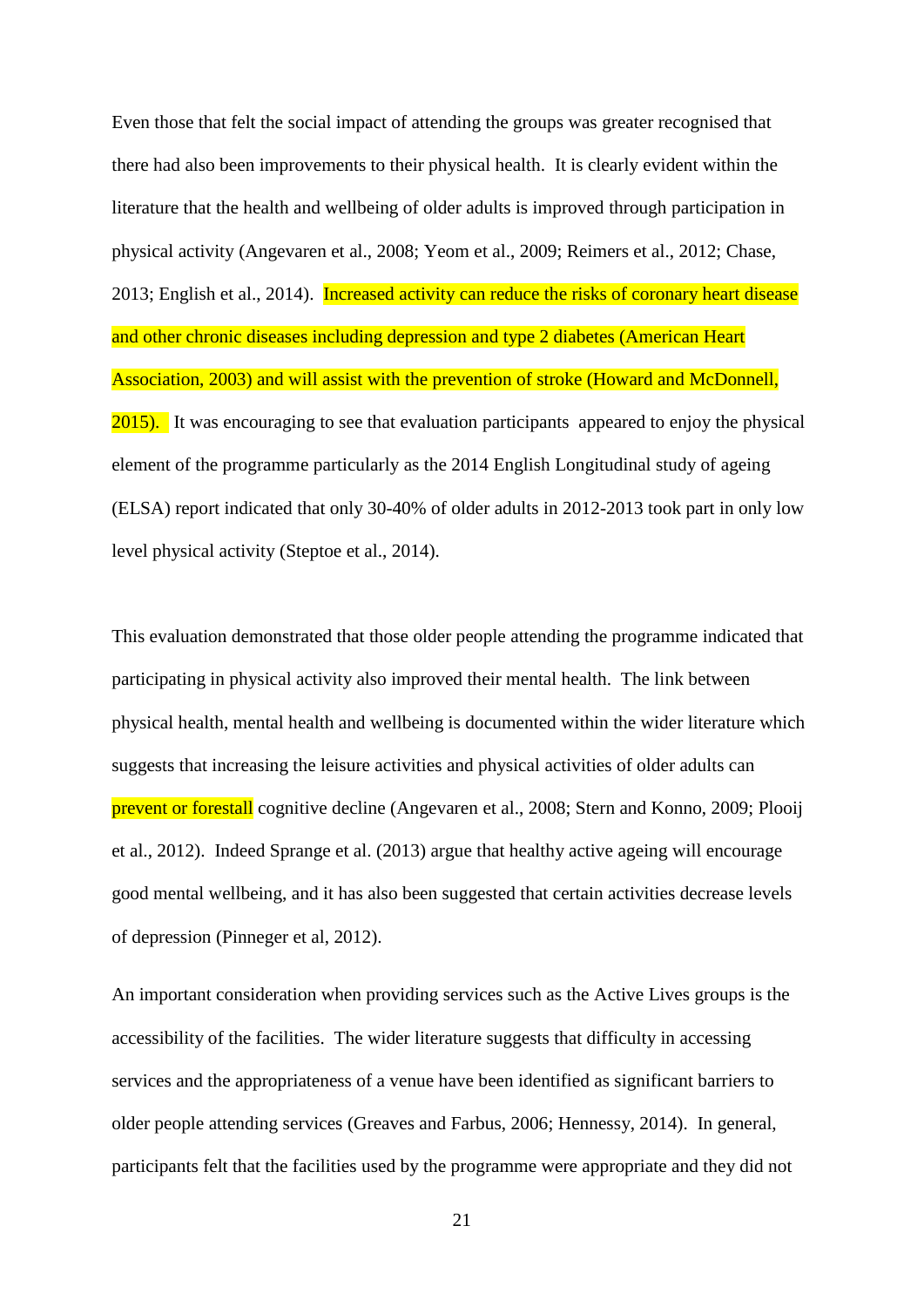Even those that felt the social impact of attending the groups was greater recognised that there had also been improvements to their physical health. It is clearly evident within the literature that the health and wellbeing of older adults is improved through participation in physical activity (Angevaren et al., 2008; Yeom et al., 2009; Reimers et al., 2012; Chase, 2013; English et al., 2014). Increased activity can reduce the risks of coronary heart disease and other chronic diseases including depression and type 2 diabetes (American Heart Association, 2003) and will assist with the prevention of stroke (Howard and McDonnell, 2015). It was encouraging to see that evaluation participants appeared to enjoy the physical element of the programme particularly as the 2014 English Longitudinal study of ageing (ELSA) report indicated that only 30-40% of older adults in 2012-2013 took part in only low level physical activity (Steptoe et al., 2014).

This evaluation demonstrated that those older people attending the programme indicated that participating in physical activity also improved their mental health. The link between physical health, mental health and wellbeing is documented within the wider literature which suggests that increasing the leisure activities and physical activities of older adults can prevent or forestall cognitive decline (Angevaren et al., 2008; Stern and Konno, 2009; Plooij et al., 2012). Indeed Sprange et al. (2013) argue that healthy active ageing will encourage good mental wellbeing, and it has also been suggested that certain activities decrease levels of depression (Pinneger et al, 2012).

An important consideration when providing services such as the Active Lives groups is the accessibility of the facilities. The wider literature suggests that difficulty in accessing services and the appropriateness of a venue have been identified as significant barriers to older people attending services (Greaves and Farbus, 2006; Hennessy, 2014). In general, participants felt that the facilities used by the programme were appropriate and they did not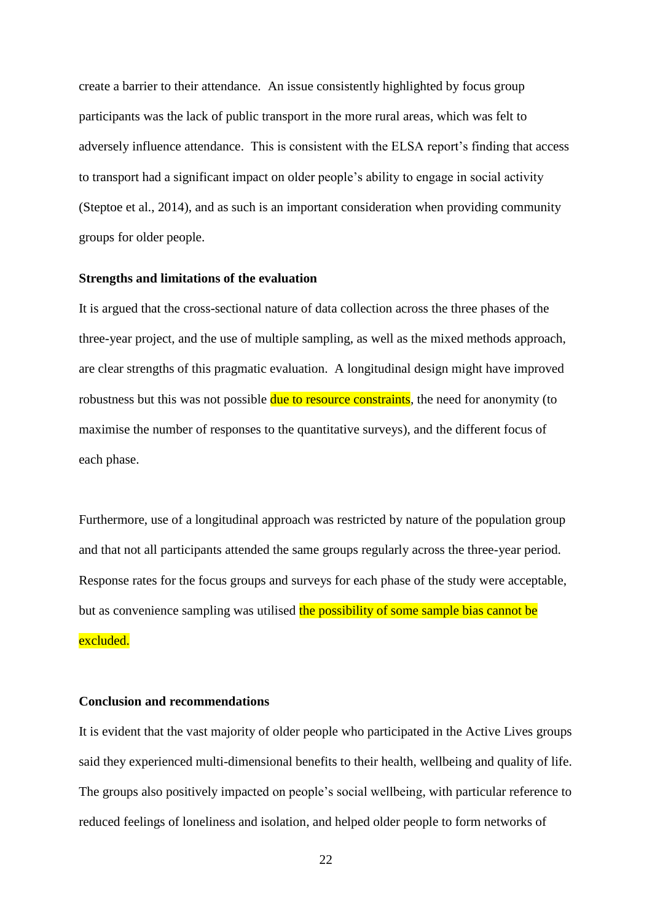create a barrier to their attendance. An issue consistently highlighted by focus group participants was the lack of public transport in the more rural areas, which was felt to adversely influence attendance. This is consistent with the ELSA report's finding that access to transport had a significant impact on older people's ability to engage in social activity (Steptoe et al., 2014), and as such is an important consideration when providing community groups for older people.

### Strengths and limitations of the evaluation

It is argued that the cross-sectional nature of data collection across the three phases of the three-year project, and the use of multiple sampling, as well as the mixed methods approach, are clear strengths of this pragmatic evaluation. A longitudinal design might have improved robustness but this was not possible due to resource constraints, the need for anonymity (to maximise the number of responses to the quantitative surveys), and the different focus of each phase.

Furthermore, use of a longitudinal approach was restricted by nature of the population group and that not all participants attended the same groups regularly across the three-year period. Response rates for the focus groups and surveys for each phase of the study were acceptable, but as convenience sampling was utilised the possibility of some sample bias cannot be excluded.

### Conclusion and recommendations

It is evident that the vast majority of older people who participated in the Active Lives groups said they experienced multi-dimensional benefits to their health, wellbeing and quality of life. The groups also positively impacted on people's social wellbeing, with particular reference to reduced feelings of loneliness and isolation, and helped older people to form networks of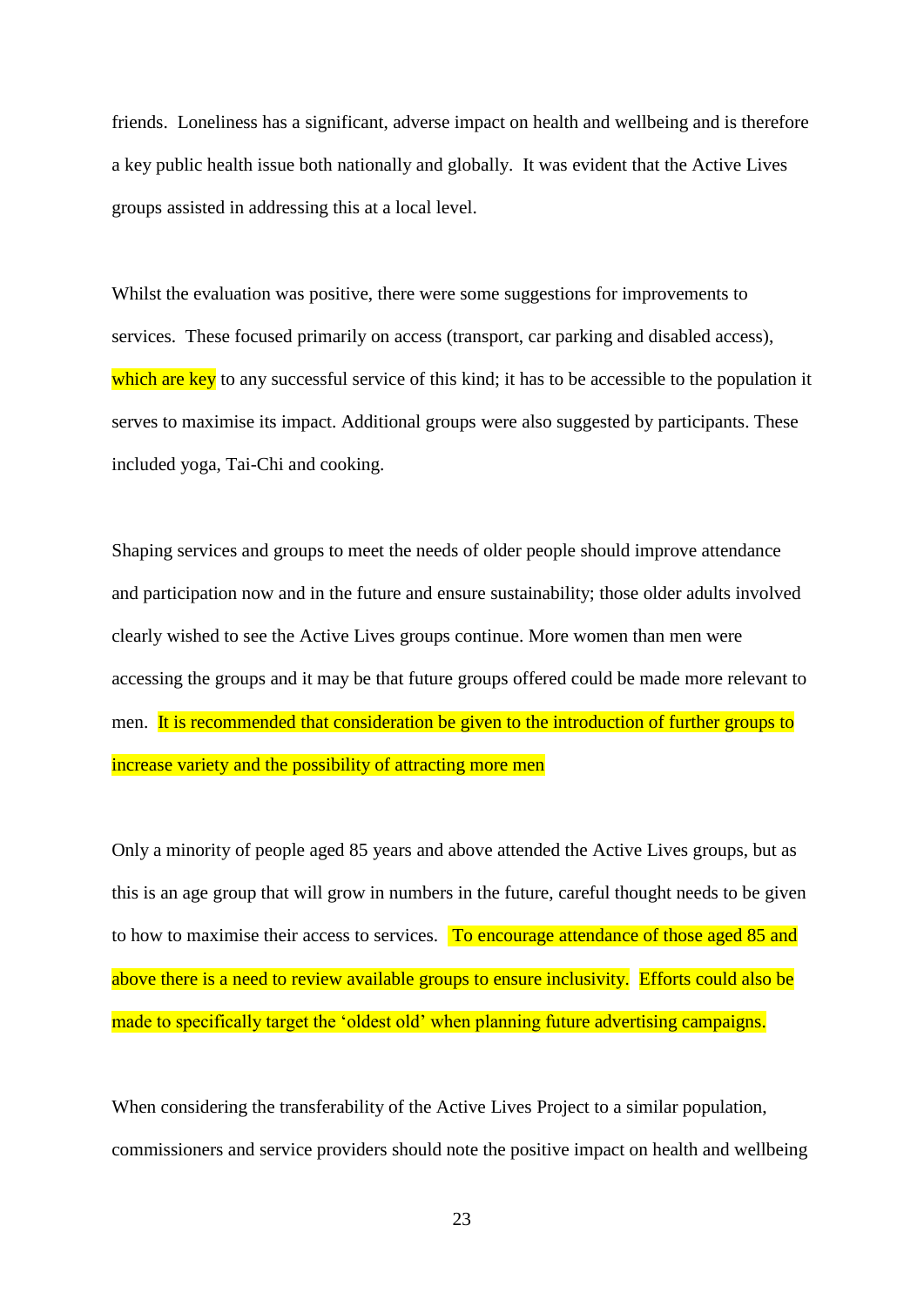friends. Loneliness has a significant, adverse impact on health and wellbeing and is therefore a key public health issue both nationally and globally. It was evident that the Active Lives groups assisted in addressing this at a local level.

Whilst the evaluation was positive, there were some suggestions for improvements to services. These focused primarily on access (transport, car parking and disabled access), which are key to any successful service of this kind; it has to be accessible to the population it serves to maximise its impact. Additional groups were also suggested by participants. These included yoga, Tai-Chi and cooking.

Shaping services and groups to meet the needs of older people should improve attendance and participation now and in the future and ensure sustainability; those older adults involved clearly wished to see the Active Lives groups continue. More women than men were accessing the groups and it may be that future groups offered could be made more relevant to men. It is recommended that consideration be given to the introduction of further groups to increase variety and the possibility of attracting more men

Only a minority of people aged 85 years and above attended the Active Lives groups, but as this is an age group that will grow in numbers in the future, careful thought needs to be given to how to maximise their access to services. To encourage attendance of those aged 85 and above there is a need to review available groups to ensure inclusivity. Efforts could also be made to specifically target the 'oldest old' when planning future advertising campaigns.

When considering the transferability of the Active Lives Project to a similar population, commissioners and service providers should note the positive impact on health and wellbeing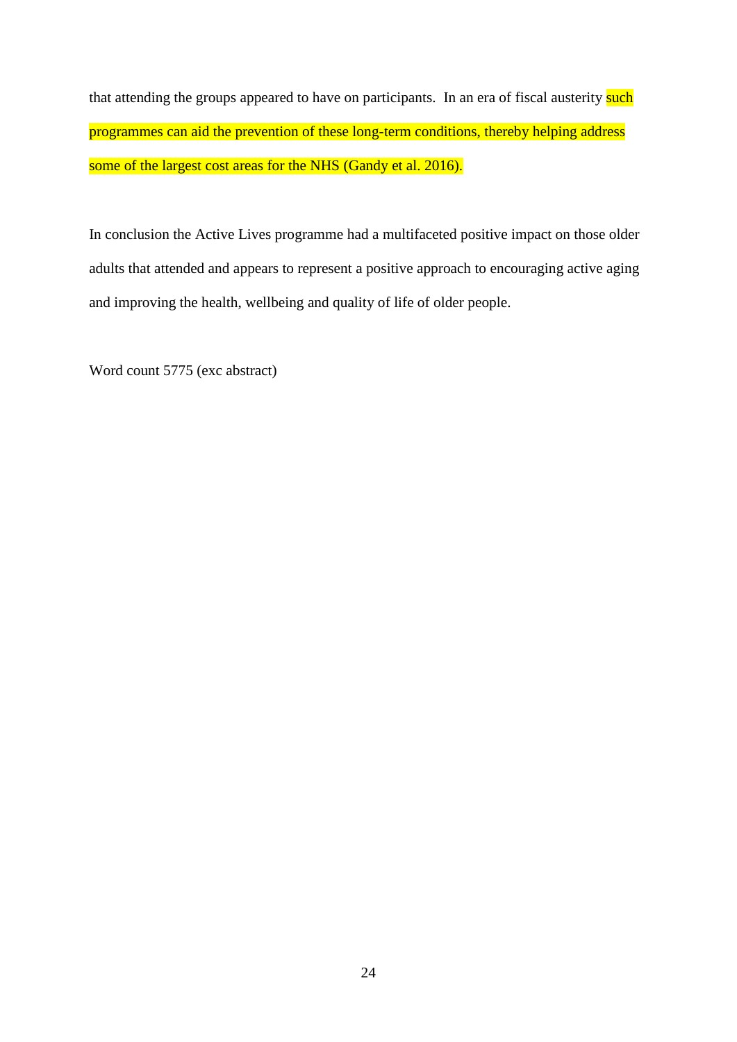that attending the groups appeared to have on participants. In an era of fiscal austerity such programmes can aid the prevention of these long-term conditions, thereby helping address some of the largest cost areas for the NHS (Gandy et al. 2016).

In conclusion the Active Lives programme had a multifaceted positive impact on those older adults that attended and appears to represent a positive approach to encouraging active aging and improving the health, wellbeing and quality of life of older people.

Word count 5775 (exc abstract)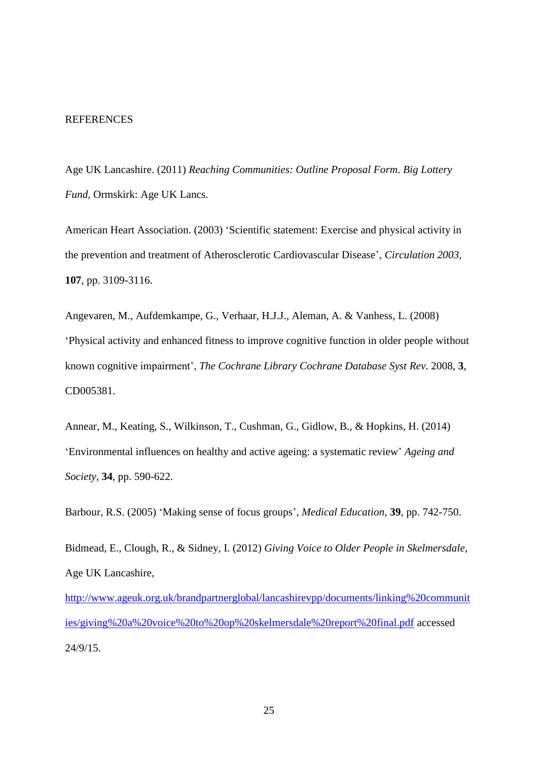REFERENCES

Age UK Lancashire. (2011) *Reaching Communities: Outline Proposal Form*. *Big Lottery Fund*, Ormskirk: Age UK Lancs.

American Heart Association. (2003) 'Scientific statement: Exercise and physical activity in the prevention and treatment of Atherosclerotic Cardiovascular Disease', *Circulation 2003*, **107**, pp. 3109-3116.

Angevaren, M., Aufdemkampe, G., Verhaar, H.J.J., Aleman, A. & Vanhess, L. (2008) 'Physical activity and enhanced fitness to improve cognitive function in older people without known cognitive impairment', *The Cochrane Library Cochrane Database Syst Rev*. 2008, **3**, CD005381.

Annear, M., Keating, S., Wilkinson, T., Cushman, G., Gidlow, B., & Hopkins, H. (2014) 'Environmental influences on healthy and active ageing: a systematic review' *Ageing and Society*, **34**, pp. 590-622.

Barbour, R.S. (2005) 'Making sense of focus groups', *Medical Education*, **39**, pp. 742-750.

Bidmead, E., Clough, R., & Sidney, I. (2012) *Giving Voice to Older People in Skelmersdale*, Age UK Lancashire, http://www.ageuk.org.uk/brandpartnerglobal/lancashirevpp/documents/linking%20communities/giving%20a%20voice%20to%20op%20skelmersdale%20report%20final.pdf accessed 24/9/15.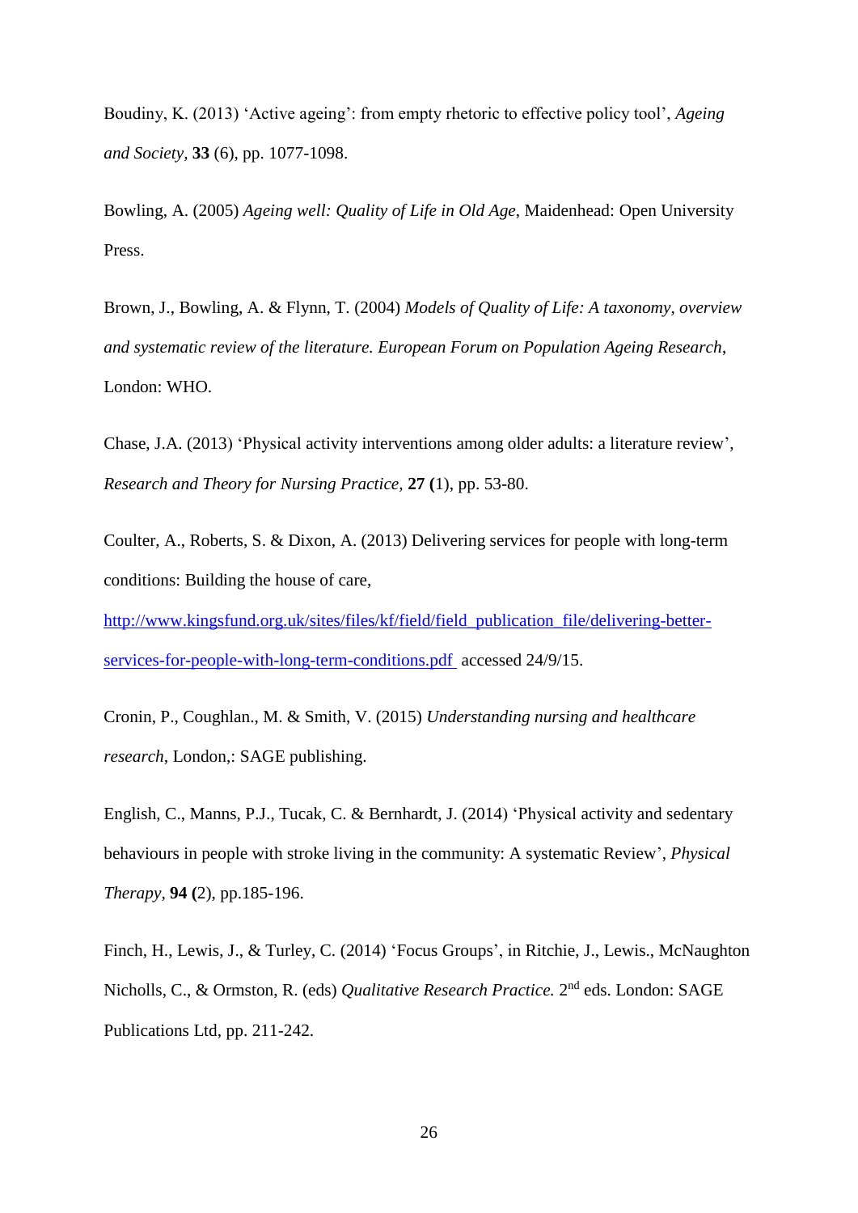Boudiny, K. (2013) ‘Active ageing’: from empty rhetoric to effective policy tool’, *Ageing and Society,* **33** (6), pp. 1077-1098.

Bowling, A. (2005) *Ageing well: Quality of Life in Old Age*, Maidenhead: Open University Press.

Brown, J., Bowling, A. & Flynn, T. (2004) *Models of Quality of Life: A taxonomy, overview and systematic review of the literature. European Forum on Population Ageing Research*, London: WHO.

Chase, J.A. (2013) ‘Physical activity interventions among older adults: a literature review’, *Research and Theory for Nursing Practice,* **27 (**1), pp. 53-80.

Coulter, A., Roberts, S. & Dixon, A. (2013) Delivering services for people with long-term conditions: Building the house of care, [http://www.kingsfund.org.uk/sites/files/kf/field/field_publication_file/delivering-better-services-for-people-with-long-term-conditions.pdf](http://www.kingsfund.org.uk/sites/files/kf/field/field_publication_file/delivering-better-services-for-people-with-long-term-conditions.pdf) accessed 24/9/15.

Cronin, P., Coughlan., M. & Smith, V. (2015) *Understanding nursing and healthcare research*, London,: SAGE publishing.

English, C., Manns, P.J., Tucak, C. & Bernhardt, J. (2014) ‘Physical activity and sedentary behaviours in people with stroke living in the community: A systematic Review’, *Physical Therapy,* **94 (**2), pp.185-196.

Finch, H., Lewis, J., & Turley, C. (2014) ‘Focus Groups’, in Ritchie, J., Lewis., McNaughton Nicholls, C., & Ormston, R. (eds) *Qualitative Research Practice.* 2nd eds. London: SAGE Publications Ltd, pp. 211-242.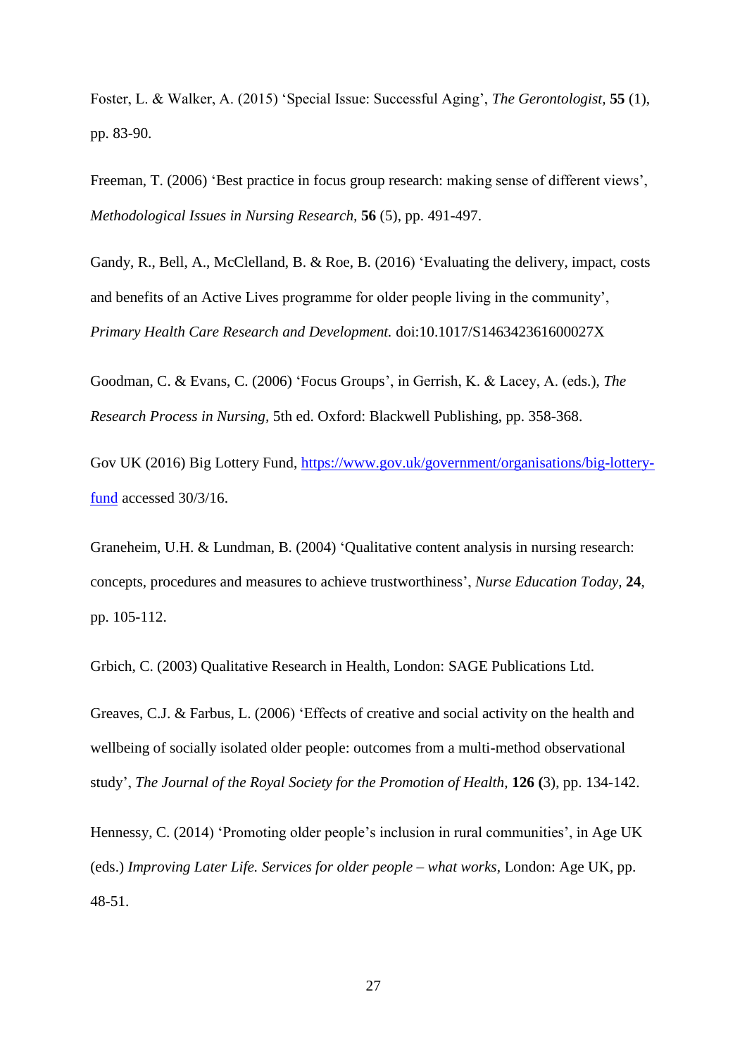Foster, L. & Walker, A. (2015) 'Special Issue: Successful Aging', *The Gerontologist,* **55** (1), pp. 83-90.

Freeman, T. (2006) 'Best practice in focus group research: making sense of different views', *Methodological Issues in Nursing Research,* **56** (5), pp. 491-497.

Gandy, R., Bell, A., McClelland, B. & Roe, B. (2016) 'Evaluating the delivery, impact, costs and benefits of an Active Lives programme for older people living in the community', *Primary Health Care Research and Development.* doi:10.1017/S146342361600027X

Goodman, C. & Evans, C. (2006) 'Focus Groups', in Gerrish, K. & Lacey, A. (eds.), *The Research Process in Nursing,* 5th ed. Oxford: Blackwell Publishing, pp. 358-368.

Gov UK (2016) Big Lottery Fund, [https://www.gov.uk/government/organisations/big-lottery-fund](https://www.gov.uk/government/organisations/big-lottery-fund) accessed 30/3/16.

Graneheim, U.H. & Lundman, B. (2004) 'Qualitative content analysis in nursing research: concepts, procedures and measures to achieve trustworthiness', *Nurse Education Today,* **24**, pp. 105-112.

Grbich, C. (2003) Qualitative Research in Health, London: SAGE Publications Ltd.

Greaves, C.J. & Farbus, L. (2006) 'Effects of creative and social activity on the health and wellbeing of socially isolated older people: outcomes from a multi-method observational study', *The Journal of the Royal Society for the Promotion of Health,* **126 (**3), pp. 134-142.

Hennessy, C. (2014) 'Promoting older people's inclusion in rural communities', in Age UK (eds.) *Improving Later Life. Services for older people – what works,* London: Age UK, pp. 48-51.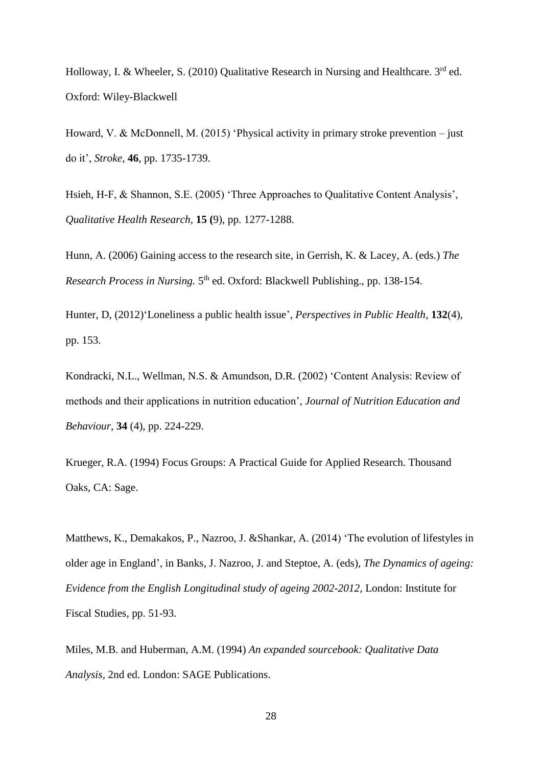Holloway, I. & Wheeler, S. (2010) Qualitative Research in Nursing and Healthcare. 3rd ed. Oxford: Wiley-Blackwell

Howard, V. & McDonnell, M. (2015) 'Physical activity in primary stroke prevention – just do it', *Stroke,* **46**, pp. 1735-1739.

Hsieh, H-F, & Shannon, S.E. (2005) 'Three Approaches to Qualitative Content Analysis', *Qualitative Health Research*, **15 (**9), pp. 1277-1288.

Hunn, A. (2006) Gaining access to the research site, in Gerrish, K. & Lacey, A. (eds.) *The Research Process in Nursing.* 5th ed. Oxford: Blackwell Publishing., pp. 138-154.

Hunter, D, (2012)'Loneliness a public health issue', *Perspectives in Public Health,* **132**(4), pp. 153.

Kondracki, N.L., Wellman, N.S. & Amundson, D.R. (2002) 'Content Analysis: Review of methods and their applications in nutrition education', *Journal of Nutrition Education and Behaviour,* **34** (4), pp. 224-229.

Krueger, R.A. (1994) Focus Groups: A Practical Guide for Applied Research. Thousand Oaks, CA: Sage.

Matthews, K., Demakakos, P., Nazroo, J. &Shankar, A. (2014) 'The evolution of lifestyles in older age in England', in Banks, J. Nazroo, J. and Steptoe, A. (eds), *The Dynamics of ageing: Evidence from the English Longitudinal study of ageing 2002-2012,* London: Institute for Fiscal Studies, pp. 51-93.

Miles, M.B. and Huberman, A.M. (1994) *An expanded sourcebook: Qualitative Data Analysis,* 2nd ed. London: SAGE Publications.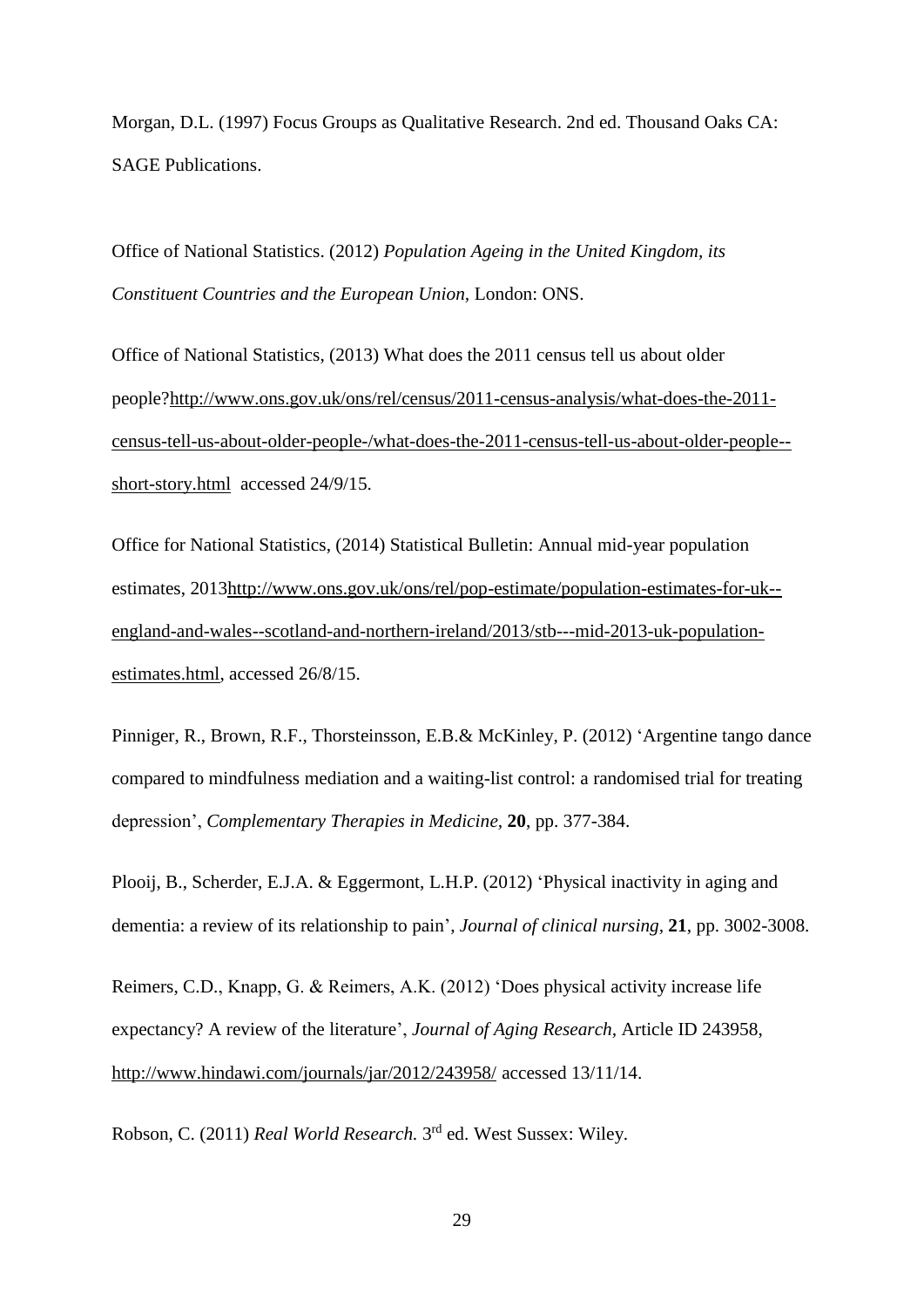Morgan, D.L. (1997) Focus Groups as Qualitative Research. 2nd ed. Thousand Oaks CA: SAGE Publications.

Office of National Statistics. (2012) *Population Ageing in the United Kingdom, its Constituent Countries and the European Union,* London: ONS.

Office of National Statistics, (2013) What does the 2011 census tell us about older people?http://www.ons.gov.uk/ons/rel/census/2011-census-analysis/what-does-the-2011-census-tell-us-about-older-people-/what-does-the-2011-census-tell-us-about-older-people--short-story.html accessed 24/9/15.

Office for National Statistics, (2014) Statistical Bulletin: Annual mid-year population estimates, 2013http://www.ons.gov.uk/ons/rel/pop-estimate/population-estimates-for-uk--england-and-wales--scotland-and-northern-ireland/2013/stb---mid-2013-uk-population-estimates.html, accessed 26/8/15.

Pinniger, R., Brown, R.F., Thorsteinsson, E.B.& McKinley, P. (2012) 'Argentine tango dance compared to mindfulness mediation and a waiting-list control: a randomised trial for treating depression', *Complementary Therapies in Medicine,* **20**, pp. 377-384.

Plooij, B., Scherder, E.J.A. & Eggermont, L.H.P. (2012) 'Physical inactivity in aging and dementia: a review of its relationship to pain', *Journal of clinical nursing,* **21**, pp. 3002-3008.

Reimers, C.D., Knapp, G. & Reimers, A.K. (2012) 'Does physical activity increase life expectancy? A review of the literature', *Journal of Aging Research,* Article ID 243958, http://www.hindawi.com/journals/jar/2012/243958/ accessed 13/11/14.

Robson, C. (2011) *Real World Research.* 3rd ed. West Sussex: Wiley.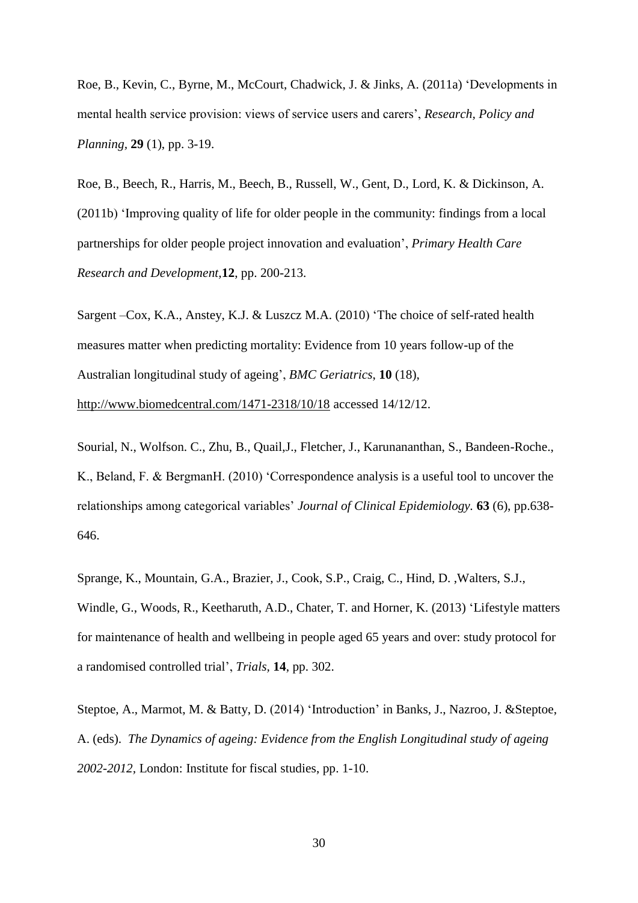Roe, B., Kevin, C., Byrne, M., McCourt, Chadwick, J. & Jinks, A. (2011a) 'Developments in mental health service provision: views of service users and carers', *Research, Policy and Planning,* **29** (1), pp. 3-19.

Roe, B., Beech, R., Harris, M., Beech, B., Russell, W., Gent, D., Lord, K. & Dickinson, A. (2011b) 'Improving quality of life for older people in the community: findings from a local partnerships for older people project innovation and evaluation', *Primary Health Care Research and Development*,**12**, pp. 200-213.

Sargent –Cox, K.A., Anstey, K.J. & Luszcz M.A. (2010) 'The choice of self-rated health measures matter when predicting mortality: Evidence from 10 years follow-up of the Australian longitudinal study of ageing', *BMC Geriatrics*, **10** (18), http://www.biomedcentral.com/1471-2318/10/18 accessed 14/12/12.

Sourial, N., Wolfson. C., Zhu, B., Quail,J., Fletcher, J., Karunananthan, S., Bandeen-Roche., K., Beland, F. & BergmanH. (2010) 'Correspondence analysis is a useful tool to uncover the relationships among categorical variables' *Journal of Clinical Epidemiology.* **63** (6), pp.638-646.

Sprange, K., Mountain, G.A., Brazier, J., Cook, S.P., Craig, C., Hind, D. ,Walters, S.J., Windle, G., Woods, R., Keetharuth, A.D., Chater, T. and Horner, K. (2013) 'Lifestyle matters for maintenance of health and wellbeing in people aged 65 years and over: study protocol for a randomised controlled trial', *Trials,* **14**, pp. 302.

Steptoe, A., Marmot, M. & Batty, D. (2014) 'Introduction' in Banks, J., Nazroo, J. &Steptoe, A. (eds). *The Dynamics of ageing: Evidence from the English Longitudinal study of ageing 2002-2012*, London: Institute for fiscal studies, pp. 1-10.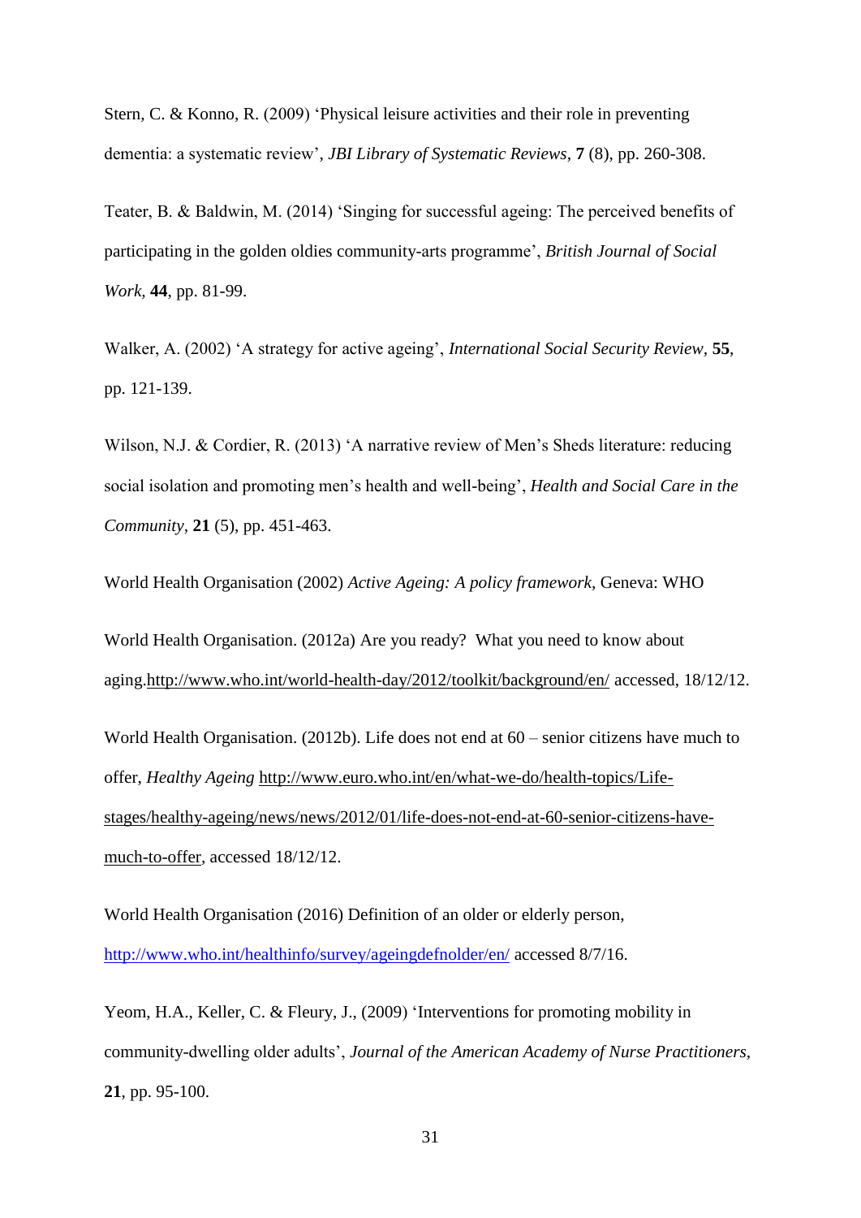Stern, C. & Konno, R. (2009) 'Physical leisure activities and their role in preventing dementia: a systematic review', *JBI Library of Systematic Reviews*, **7** (8), pp. 260-308.

Teater, B. & Baldwin, M. (2014) 'Singing for successful ageing: The perceived benefits of participating in the golden oldies community-arts programme', *British Journal of Social Work,* **44**, pp. 81-99.

Walker, A. (2002) 'A strategy for active ageing', *International Social Security Review*, **55**, pp. 121-139.

Wilson, N.J. & Cordier, R. (2013) 'A narrative review of Men's Sheds literature: reducing social isolation and promoting men's health and well-being', *Health and Social Care in the Community*, **21** (5), pp. 451-463.

World Health Organisation (2002) *Active Ageing: A policy framework,* Geneva: WHO

World Health Organisation. (2012a) Are you ready? What you need to know about aging.http://www.who.int/world-health-day/2012/toolkit/background/en/ accessed, 18/12/12.

World Health Organisation. (2012b). Life does not end at 60 – senior citizens have much to offer, *Healthy Ageing* http://www.euro.who.int/en/what-we-do/health-topics/Life-stages/healthy-ageing/news/news/2012/01/life-does-not-end-at-60-senior-citizens-have-much-to-offer, accessed 18/12/12.

World Health Organisation (2016) Definition of an older or elderly person, http://www.who.int/healthinfo/survey/ageingdefnolder/en/ accessed 8/7/16.

Yeom, H.A., Keller, C. & Fleury, J., (2009) 'Interventions for promoting mobility in community-dwelling older adults', *Journal of the American Academy of Nurse Practitioners*, **21**, pp. 95-100.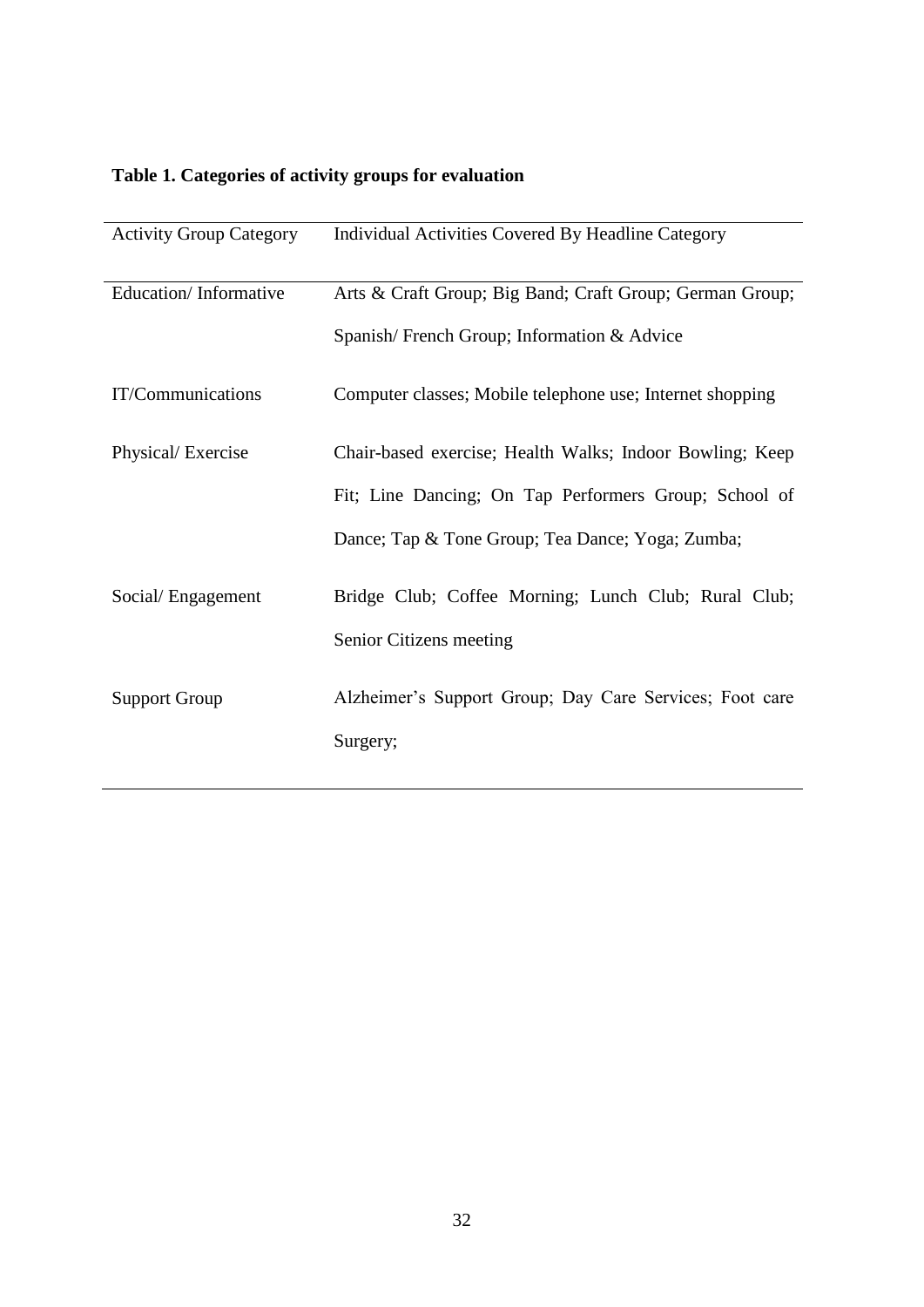**Table 1. Categories of activity groups for evaluation**

| Activity Group Category | Individual Activities Covered By Headline Category |
| --- | --- |
| Education/ Informative | Arts & Craft Group; Big Band; Craft Group; German Group; Spanish/ French Group; Information & Advice |
| IT/Communications | Computer classes; Mobile telephone use; Internet shopping |
| Physical/ Exercise | Chair-based exercise; Health Walks; Indoor Bowling; Keep Fit; Line Dancing; On Tap Performers Group; School of Dance; Tap & Tone Group; Tea Dance; Yoga; Zumba; |
| Social/ Engagement | Bridge Club; Coffee Morning; Lunch Club; Rural Club; Senior Citizens meeting |
| Support Group | Alzheimer's Support Group; Day Care Services; Foot care Surgery; |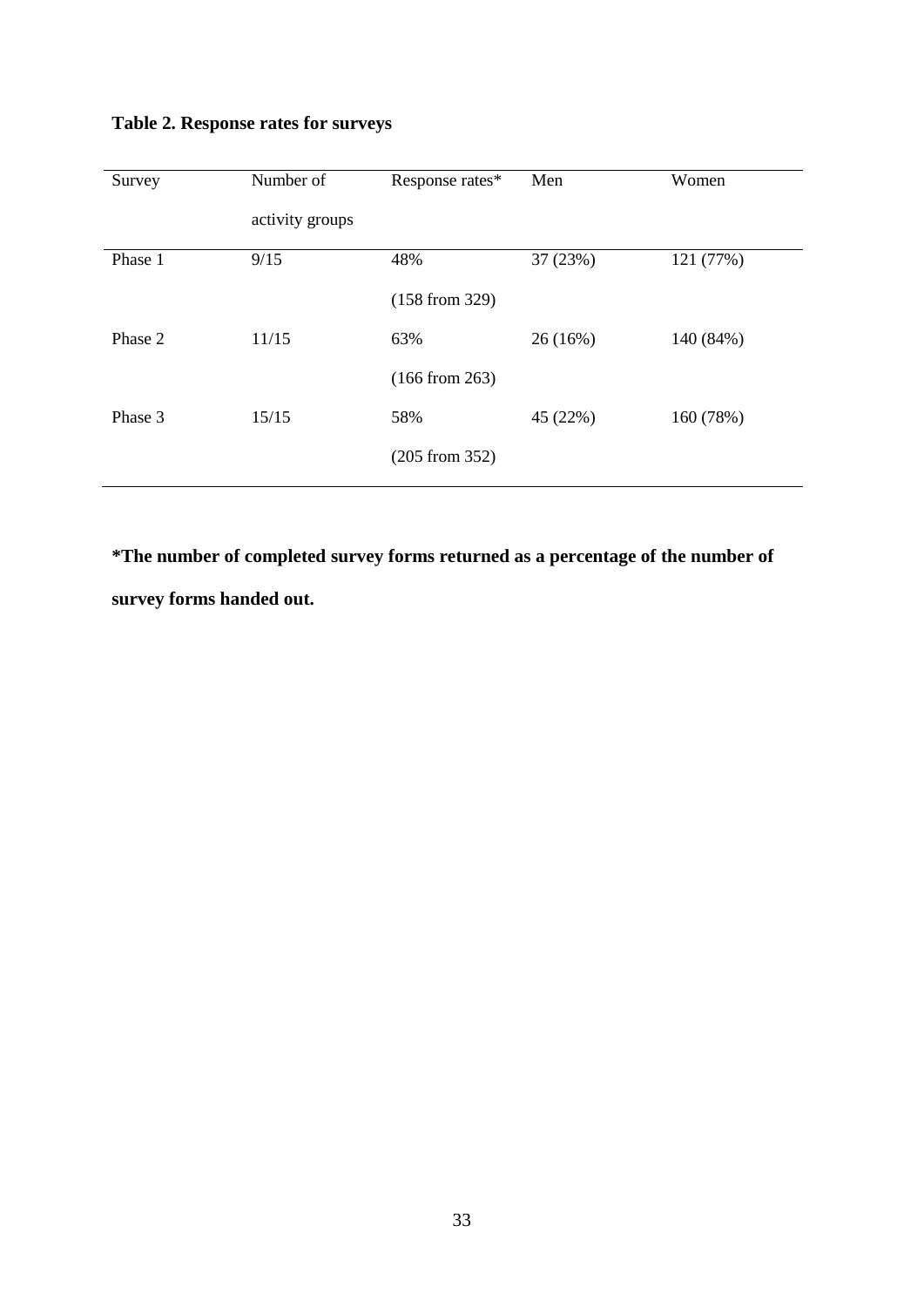**Table 2. Response rates for surveys**

| Survey | Number of activity groups | Response rates* | Men | Women |
| --- | --- | --- | --- | --- |
| Phase 1 | 9/15 | 48% (158 from 329) | 37 (23%) | 121 (77%) |
| Phase 2 | 11/15 | 63% (166 from 263) | 26 (16%) | 140 (84%) |
| Phase 3 | 15/15 | 58% (205 from 352) | 45 (22%) | 160 (78%) |

**\*The number of completed survey forms returned as a percentage of the number of survey forms handed out.**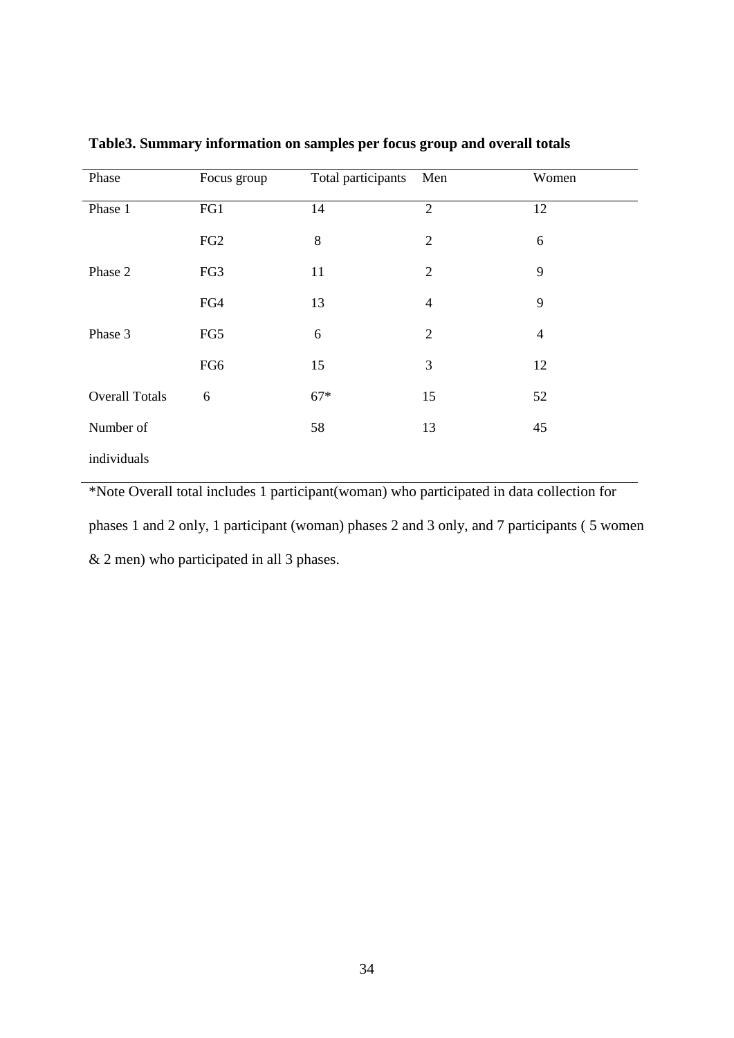**Table3. Summary information on samples per focus group and overall totals**

| Phase | Focus group | Total participants | Men | Women |
|---|---|---|---|---|
| Phase 1 | FG1 | 14 | 2 | 12 |
| | FG2 | 8 | 2 | 6 |
| Phase 2 | FG3 | 11 | 2 | 9 |
| | FG4 | 13 | 4 | 9 |
| Phase 3 | FG5 | 6 | 2 | 4 |
| | FG6 | 15 | 3 | 12 |
| Overall Totals | 6 | 67* | 15 | 52 |
| Number of individuals | | 58 | 13 | 45 |

*Note Overall total includes 1 participant(woman) who participated in data collection for phases 1 and 2 only, 1 participant (woman) phases 2 and 3 only, and 7 participants ( 5 women & 2 men) who participated in all 3 phases.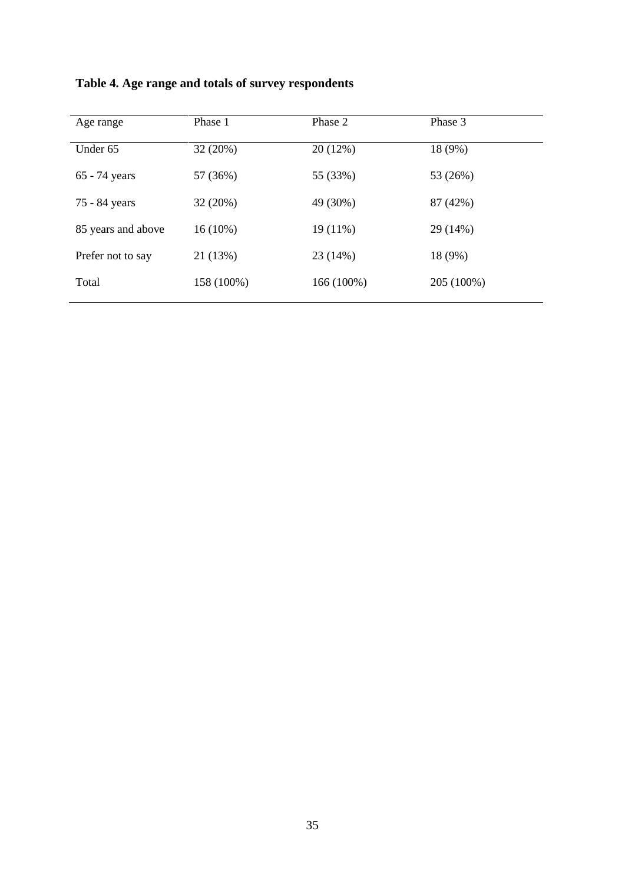**Table 4. Age range and totals of survey respondents**

| Age range | Phase 1 | Phase 2 | Phase 3 |
|---|---|---|---|
| Under 65 | 32 (20%) | 20 (12%) | 18 (9%) |
| 65 - 74 years | 57 (36%) | 55 (33%) | 53 (26%) |
| 75 - 84 years | 32 (20%) | 49 (30%) | 87 (42%) |
| 85 years and above | 16 (10%) | 19 (11%) | 29 (14%) |
| Prefer not to say | 21 (13%) | 23 (14%) | 18 (9%) |
| Total | 158 (100%) | 166 (100%) | 205 (100%) |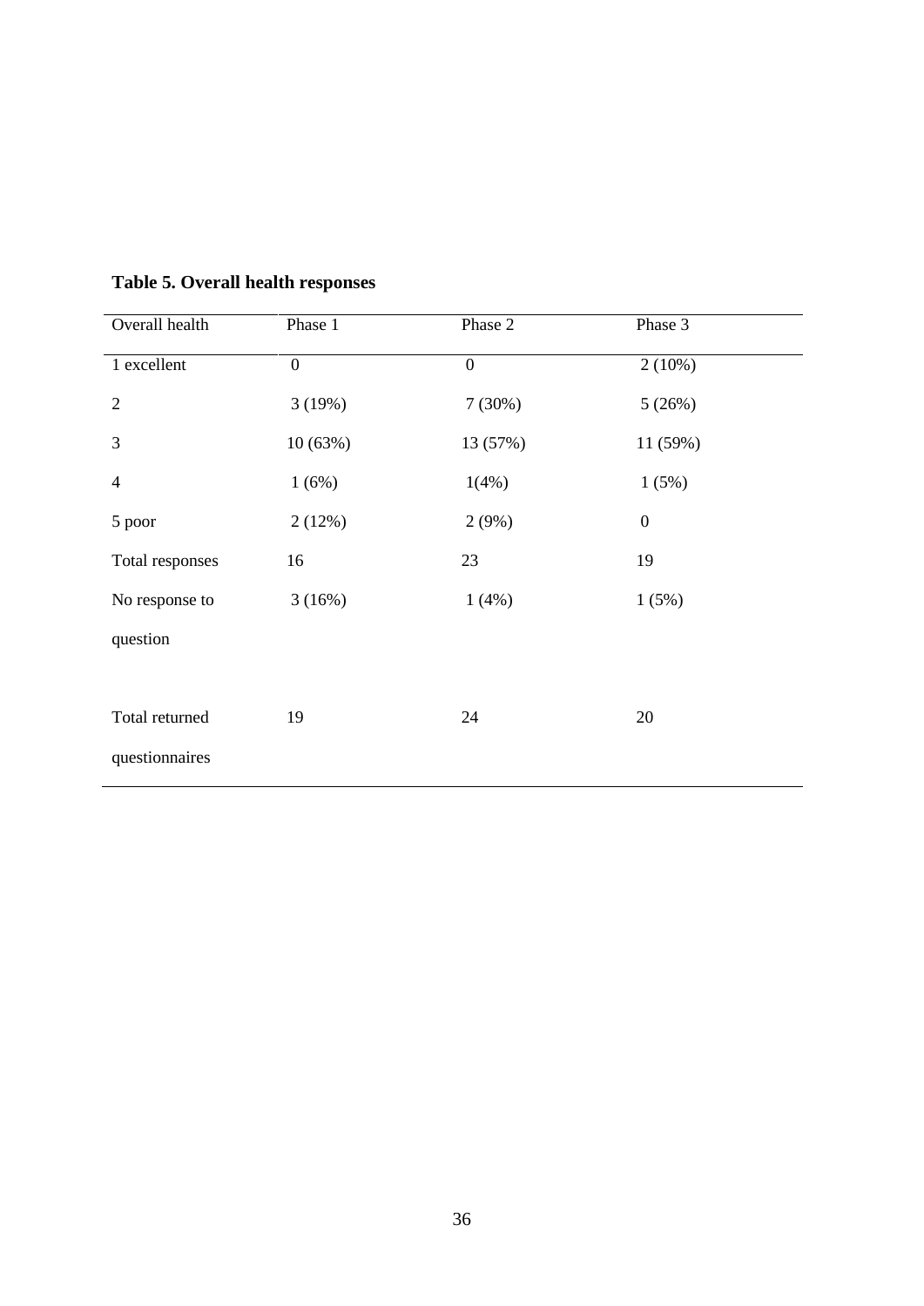**Table 5. Overall health responses**

| Overall health | Phase 1 | Phase 2 | Phase 3 |
|---|---|---|---|
| 1 excellent | 0 | 0 | 2 (10%) |
| 2 | 3 (19%) | 7 (30%) | 5 (26%) |
| 3 | 10 (63%) | 13 (57%) | 11 (59%) |
| 4 | 1 (6%) | 1(4%) | 1 (5%) |
| 5 poor | 2 (12%) | 2 (9%) | 0 |
| Total responses | 16 | 23 | 19 |
| No response to question | 3 (16%) | 1 (4%) | 1 (5%) |
| Total returned questionnaires | 19 | 24 | 20 |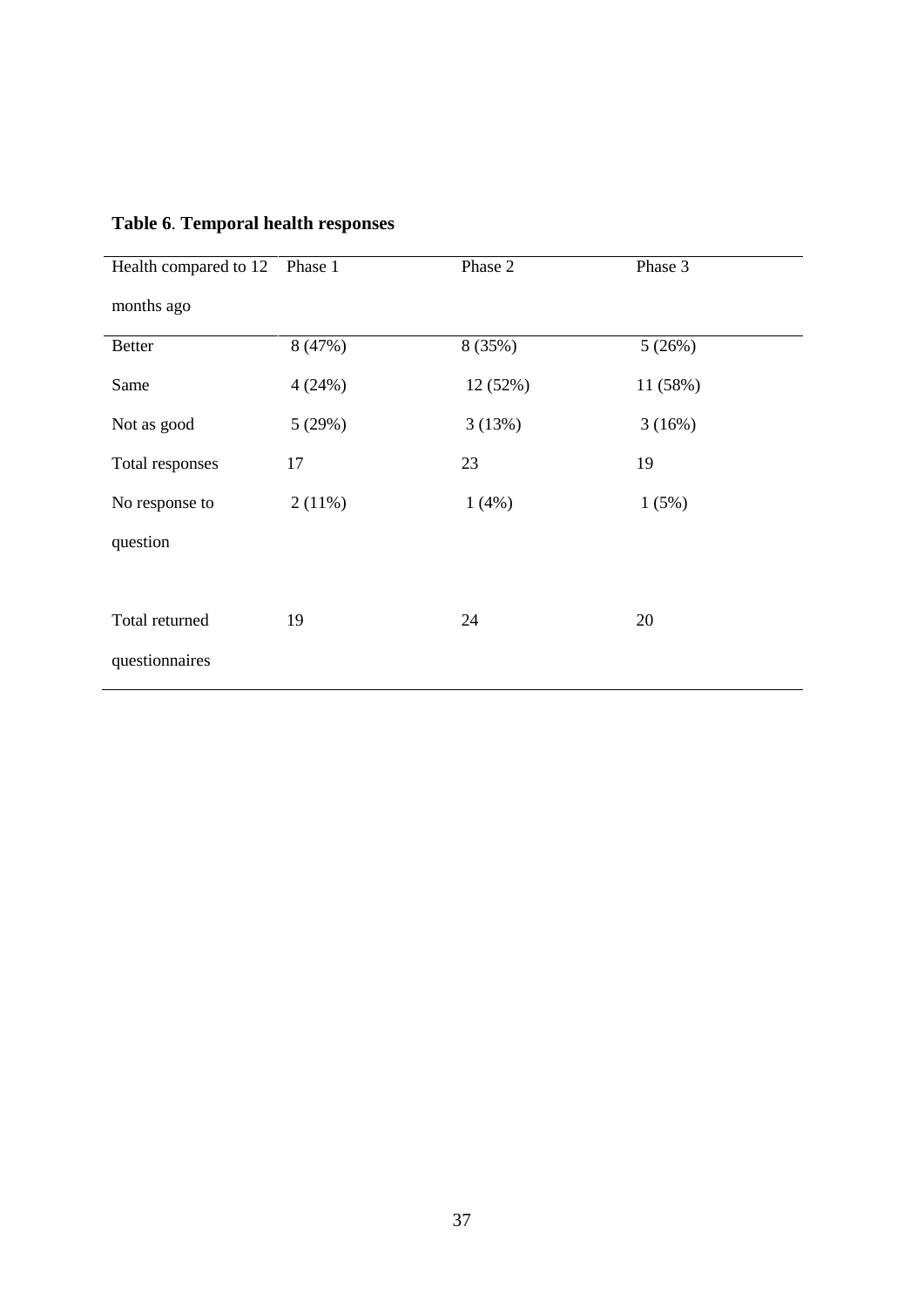**Table 6**. **Temporal health responses**

| Health compared to 12 months ago | Phase 1 | Phase 2 | Phase 3 |
|---|---|---|---|
| Better | 8 (47%) | 8 (35%) | 5 (26%) |
| Same | 4 (24%) | 12 (52%) | 11 (58%) |
| Not as good | 5 (29%) | 3 (13%) | 3 (16%) |
| Total responses | 17 | 23 | 19 |
| No response to question | 2 (11%) | 1 (4%) | 1 (5%) |
| | | | |
| Total returned questionnaires | 19 | 24 | 20 |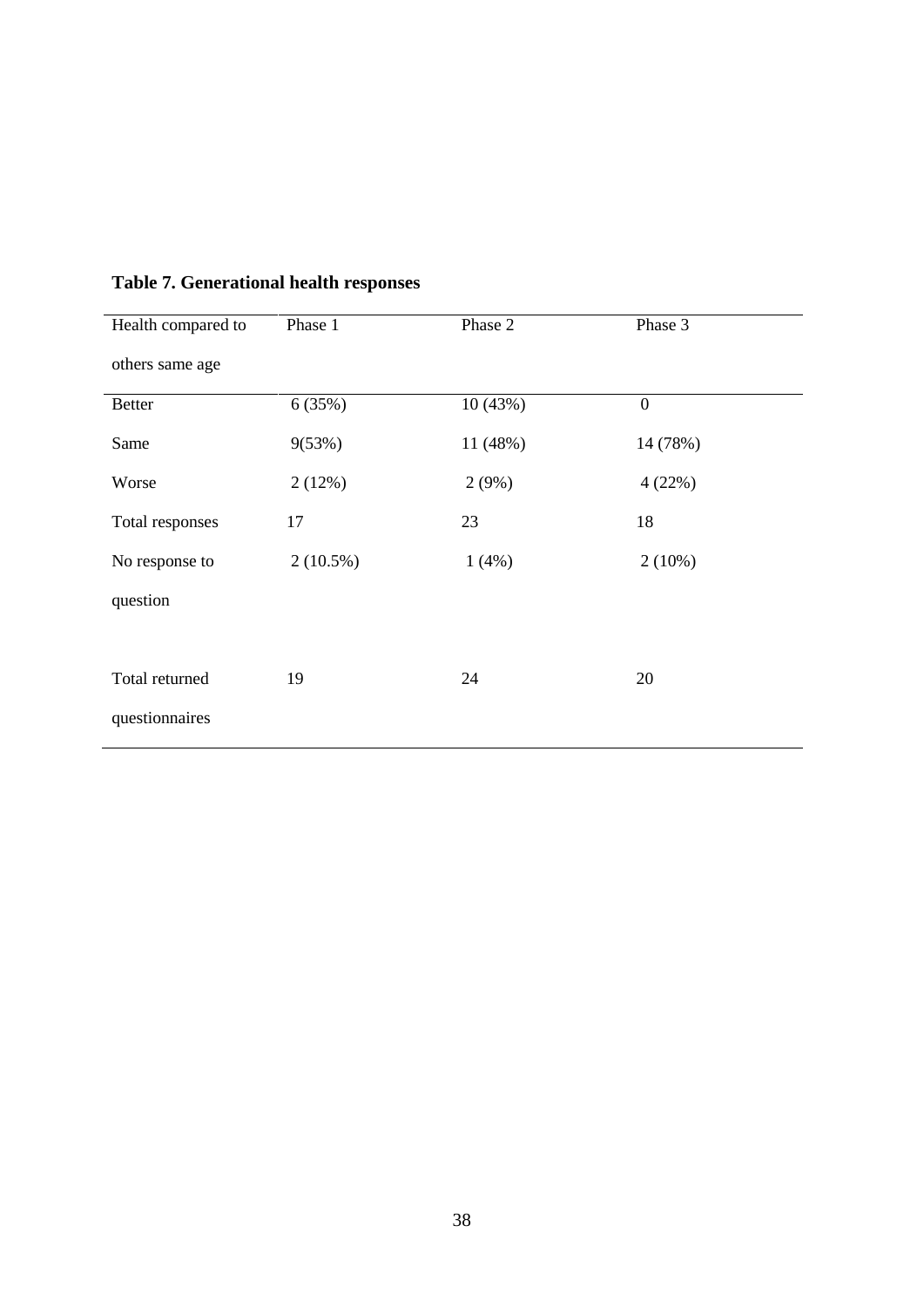**Table 7. Generational health responses**

| Health compared to others same age | Phase 1 | Phase 2 | Phase 3 |
|---|---|---|---|
| Better | 6 (35%) | 10 (43%) | 0 |
| Same | 9(53%) | 11 (48%) | 14 (78%) |
| Worse | 2 (12%) | 2 (9%) | 4 (22%) |
| Total responses | 17 | 23 | 18 |
| No response to question | 2 (10.5%) | 1 (4%) | 2 (10%) |
| | | | |
| Total returned questionnaires | 19 | 24 | 20 |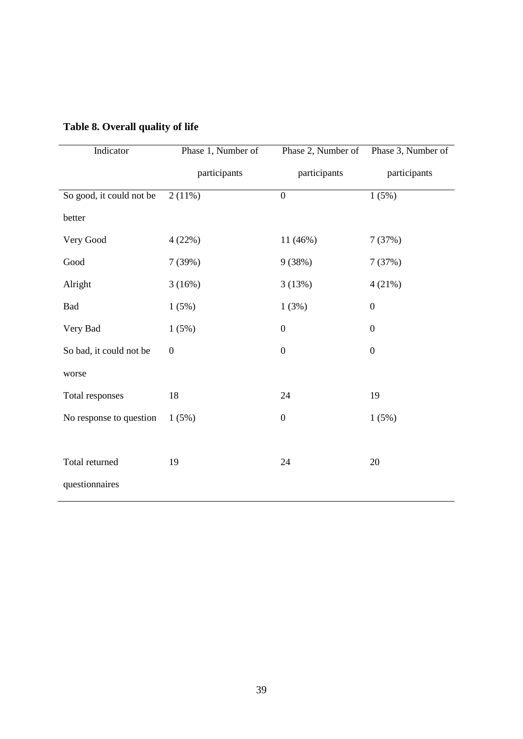**Table 8. Overall quality of life**

| Indicator | Phase 1, Number of participants | Phase 2, Number of participants | Phase 3, Number of participants |
|---|---|---|---|
| So good, it could not be better | 2 (11%) | 0 | 1 (5%) |
| Very Good | 4 (22%) | 11 (46%) | 7 (37%) |
| Good | 7 (39%) | 9 (38%) | 7 (37%) |
| Alright | 3 (16%) | 3 (13%) | 4 (21%) |
| Bad | 1 (5%) | 1 (3%) | 0 |
| Very Bad | 1 (5%) | 0 | 0 |
| So bad, it could not be worse | 0 | 0 | 0 |
| Total responses | 18 | 24 | 19 |
| No response to question | 1 (5%) | 0 | 1 (5%) |
| Total returned questionnaires | 19 | 24 | 20 |